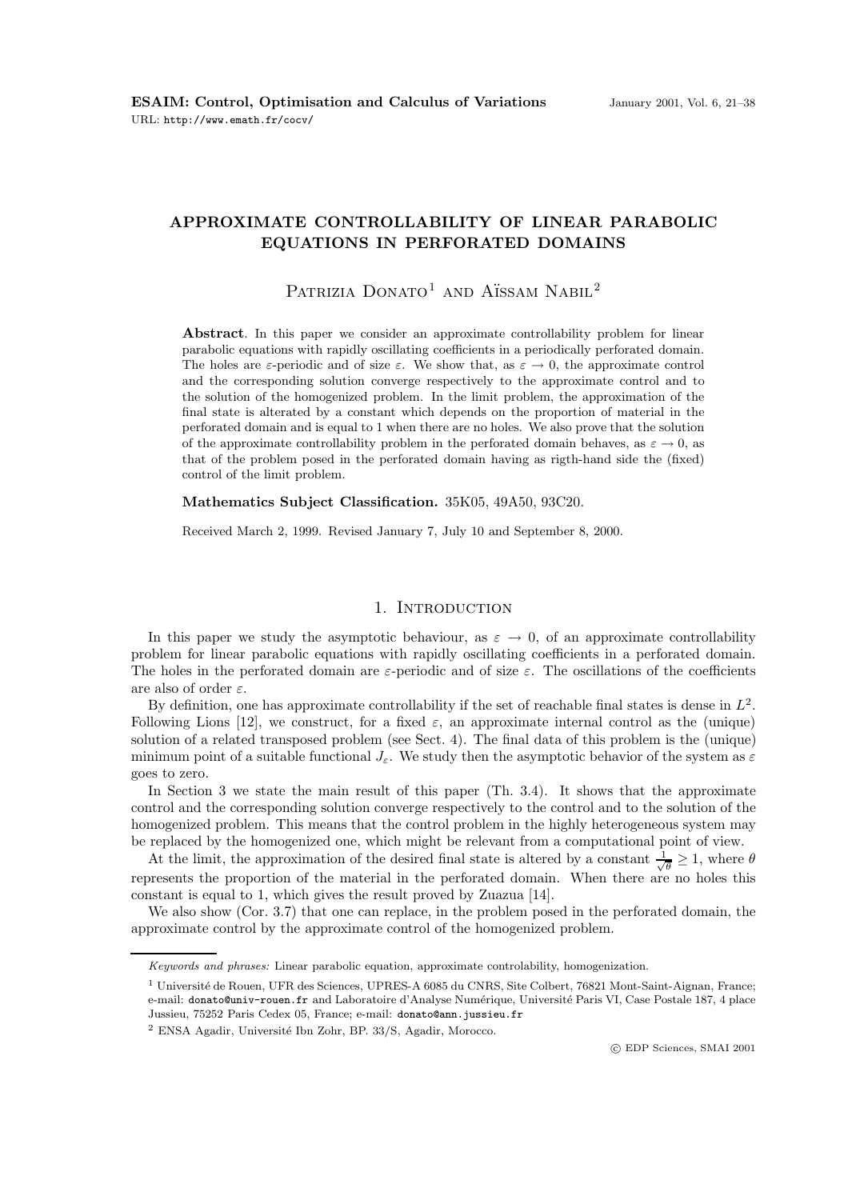**ESAIM: Control, Optimisation and Calculus of Variations**

URL: http://www.emath.fr/cocv/

# APPROXIMATE CONTROLLABILITY OF LINEAR PARABOLIC EQUATIONS IN PERFORATED DOMAINS

Patrizia Donato[1] and Aïssam Nabil[2]

**Abstract**. In this paper we consider an approximate controllability problem for linear parabolic equations with rapidly oscillating coefficients in a periodically perforated domain. The holes are $\varepsilon$-periodic and of size $\varepsilon$. We show that, as $\varepsilon \to 0$, the approximate control and the corresponding solution converge respectively to the approximate control and to the solution of the homogenized problem. In the limit problem, the approximation of the final state is alterated by a constant which depends on the proportion of material in the perforated domain and is equal to 1 when there are no holes. We also prove that the solution of the approximate controllability problem in the perforated domain behaves, as $\varepsilon \to 0$, as that of the problem posed in the perforated domain having as rigth-hand side the (fixed) control of the limit problem.

**Mathematics Subject Classification.** 35K05, 49A50, 93C20.

Received March 2, 1999. Revised January 7, July 10 and September 8, 2000.

## 1. Introduction

In this paper we study the asymptotic behaviour, as $\varepsilon \to 0$, of an approximate controllability problem for linear parabolic equations with rapidly oscillating coefficients in a perforated domain. The holes in the perforated domain are $\varepsilon$-periodic and of size $\varepsilon$. The oscillations of the coefficients are also of order $\varepsilon$.

By definition, one has approximate controllability if the set of reachable final states is dense in $L^2$. Following Lions [12], we construct, for a fixed $\varepsilon$, an approximate internal control as the (unique) solution of a related transposed problem (see Sect. 4). The final data of this problem is the (unique) minimum point of a suitable functional $J_\varepsilon$. We study then the asymptotic behavior of the system as $\varepsilon$ goes to zero.

In Section 3 we state the main result of this paper (Th. 3.4). It shows that the approximate control and the corresponding solution converge respectively to the control and to the solution of the homogenized problem. This means that the control problem in the highly heterogeneous system may be replaced by the homogenized one, which might be relevant from a computational point of view.

At the limit, the approximation of the desired final state is altered by a constant $\frac{1}{\sqrt{\theta}} \geq 1$, where $\theta$ represents the proportion of the material in the perforated domain. When there are no holes this constant is equal to 1, which gives the result proved by Zuazua [14].

We also show (Cor. 3.7) that one can replace, in the problem posed in the perforated domain, the approximate control by the approximate control of the homogenized problem.

---

*Keywords and phrases:* Linear parabolic equation, approximate controlability, homogenization.

[1] Université de Rouen, UFR des Sciences, UPRES-A 6085 du CNRS, Site Colbert, 76821 Mont-Saint-Aignan, France; e-mail: donato@univ-rouen.fr and Laboratoire d'Analyse Numérique, Université Paris VI, Case Postale 187, 4 place Jussieu, 75252 Paris Cedex 05, France; e-mail: donato@ann.jussieu.fr

[2] ENSA Agadir, Université Ibn Zohr, BP. 33/S, Agadir, Morocco.

© EDP Sciences, SMAI 2001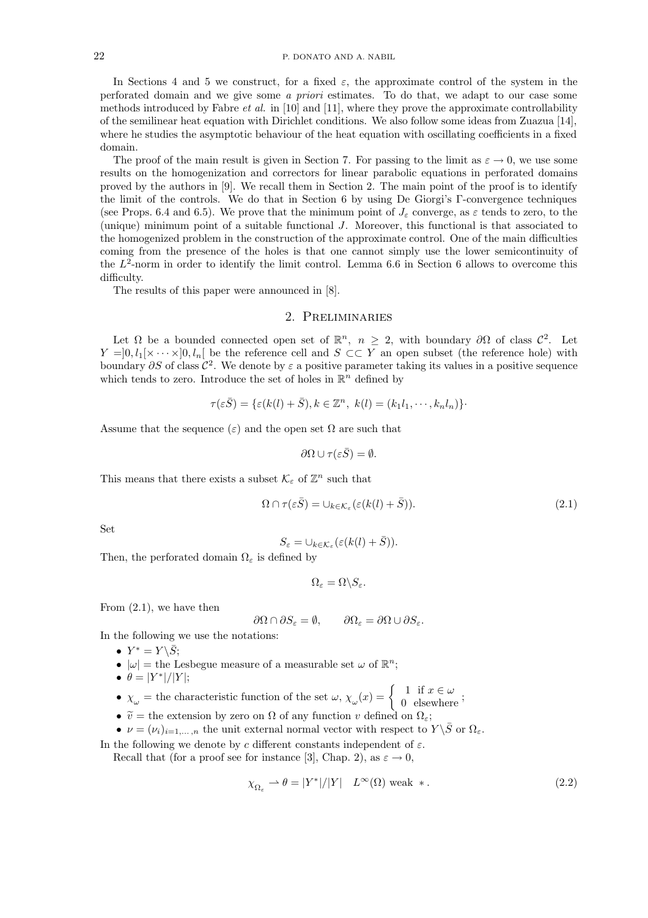In Sections 4 and 5 we construct, for a fixed $\varepsilon$, the approximate control of the system in the perforated domain and we give some *a priori* estimates. To do that, we adapt to our case some methods introduced by Fabre *et al.* in [10] and [11], where they prove the approximate controllability of the semilinear heat equation with Dirichlet conditions. We also follow some ideas from Zuazua [14], where he studies the asymptotic behaviour of the heat equation with oscillating coefficients in a fixed domain.

The proof of the main result is given in Section 7. For passing to the limit as $\varepsilon \to 0$, we use some results on the homogenization and correctors for linear parabolic equations in perforated domains proved by the authors in [9]. We recall them in Section 2. The main point of the proof is to identify the limit of the controls. We do that in Section 6 by using De Giorgi's $\Gamma$-convergence techniques (see Props. 6.4 and 6.5). We prove that the minimum point of $J_\varepsilon$ converge, as $\varepsilon$ tends to zero, to the (unique) minimum point of a suitable functional $J$. Moreover, this functional is that associated to the homogenized problem in the construction of the approximate control. One of the main difficulties coming from the presence of the holes is that one cannot simply use the lower semicontinuity of the $L^2$-norm in order to identify the limit control. Lemma 6.6 in Section 6 allows to overcome this difficulty.

The results of this paper were announced in [8].

## 2. Preliminaries

Let $\Omega$ be a bounded connected open set of $\mathbb{R}^n$, $n \geq 2$, with boundary $\partial\Omega$ of class $\mathcal{C}^2$. Let $Y = ]0, l_1[\times \cdots \times ]0, l_n[$ be the reference cell and $S \subset\subset Y$ an open subset (the reference hole) with boundary $\partial S$ of class $\mathcal{C}^2$. We denote by $\varepsilon$ a positive parameter taking its values in a positive sequence which tends to zero. Introduce the set of holes in $\mathbb{R}^n$ defined by

$$\tau(\varepsilon\bar{S}) = \{\varepsilon(k(l) + \bar{S}), k \in \mathbb{Z}^n,\ k(l) = (k_1 l_1, \cdots, k_n l_n)\}\cdot$$

Assume that the sequence $(\varepsilon)$ and the open set $\Omega$ are such that

$$\partial\Omega \cup \tau(\varepsilon\bar{S}) = \emptyset.$$

This means that there exists a subset $\mathcal{K}_\varepsilon$ of $\mathbb{Z}^n$ such that

$$\Omega \cap \tau(\varepsilon\bar{S}) = \cup_{k\in\mathcal{K}_\varepsilon}(\varepsilon(k(l) + \bar{S})). \tag{2.1}$$

Set

$$S_\varepsilon = \cup_{k\in\mathcal{K}_\varepsilon}(\varepsilon(k(l) + \bar{S})).$$

Then, the perforated domain $\Omega_\varepsilon$ is defined by

$$\Omega_\varepsilon = \Omega \backslash S_\varepsilon.$$

From (2.1), we have then

$$\partial\Omega \cap \partial S_\varepsilon = \emptyset, \qquad \partial\Omega_\varepsilon = \partial\Omega \cup \partial S_\varepsilon.$$

In the following we use the notations:

- $Y^* = Y \backslash \bar{S}$;
- $|\omega|$ = the Lesbegue measure of a measurable set $\omega$ of $\mathbb{R}^n$;
- $\theta = |Y^*|/|Y|$;
- $\chi_\omega$ = the characteristic function of the set $\omega$, $\chi_\omega(x) = \begin{cases} 1 & \text{if } x \in \omega \\ 0 & \text{elsewhere} \end{cases}$;
- $\widetilde{v}$ = the extension by zero on $\Omega$ of any function $v$ defined on $\Omega_\varepsilon$;
- $\nu = (\nu_i)_{i=1,\dots,n}$ the unit external normal vector with respect to $Y \backslash \bar{S}$ or $\Omega_\varepsilon$.

In the following we denote by $c$ different constants independent of $\varepsilon$.

Recall that (for a proof see for instance [3], Chap. 2), as $\varepsilon \to 0$,

$$\chi_{\Omega_\varepsilon} \rightharpoonup \theta = |Y^*|/|Y| \quad L^\infty(\Omega) \text{ weak } *. \tag{2.2}$$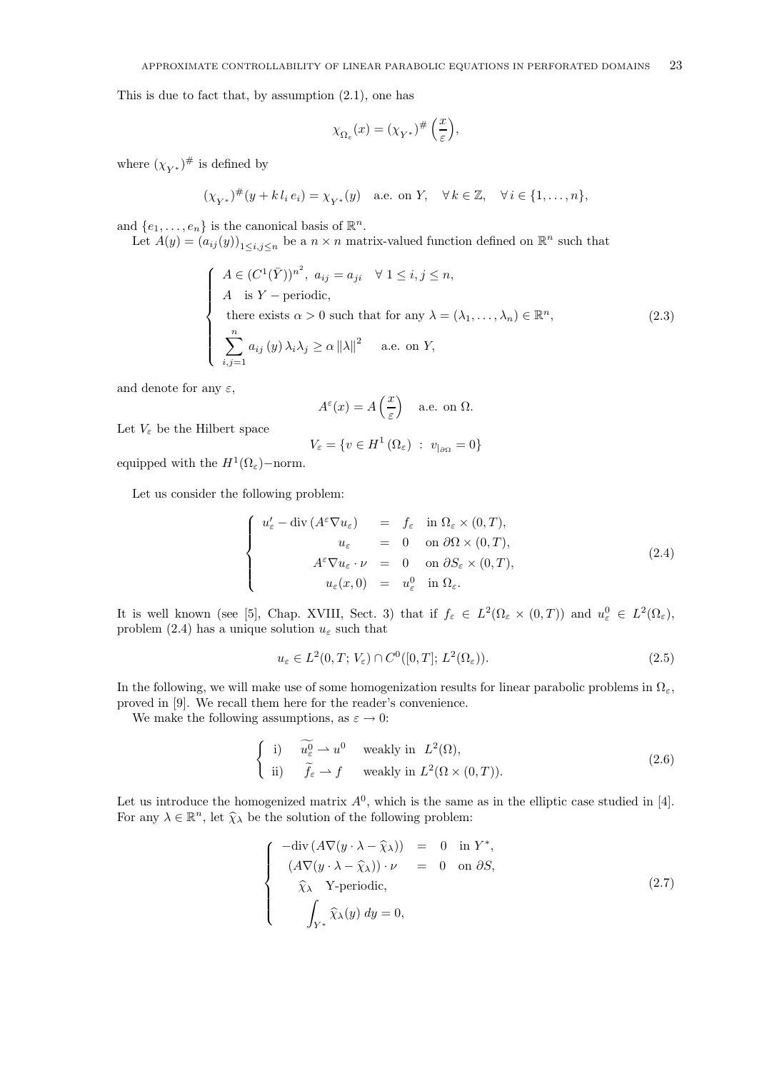This is due to fact that, by assumption (2.1), one has

$$\chi_{\Omega_\varepsilon}(x) = (\chi_{Y^*})^{\#}\left(\frac{x}{\varepsilon}\right),$$

where $(\chi_{Y^*})^{\#}$ is defined by

$$(\chi_{Y^*})^{\#}(y + k\, l_i\, e_i) = \chi_{Y^*}(y) \quad \text{a.e. on } Y, \quad \forall\, k \in \mathbb{Z}, \quad \forall\, i \in \{1, \dots, n\},$$

and $\{e_1, \dots, e_n\}$ is the canonical basis of $\mathbb{R}^n$.

Let $A(y) = (a_{ij}(y))_{1 \le i,j \le n}$ be a $n \times n$ matrix-valued function defined on $\mathbb{R}^n$ such that

$$\begin{cases} A \in (C^1(\bar{Y}))^{n^2}, \; a_{ij} = a_{ji} \quad \forall\, 1 \le i, j \le n, \\ A \quad \text{is } Y-\text{periodic}, \\ \text{there exists } \alpha > 0 \text{ such that for any } \lambda = (\lambda_1, \dots, \lambda_n) \in \mathbb{R}^n, \\ \displaystyle\sum_{i,j=1}^{n} a_{ij}\,(y)\, \lambda_i \lambda_j \ge \alpha \,\|\lambda\|^2 \qquad \text{a.e. on } Y, \end{cases} \tag{2.3}$$

and denote for any $\varepsilon$,

$$A^\varepsilon(x) = A\left(\frac{x}{\varepsilon}\right) \quad \text{a.e. on } \Omega.$$

Let $V_\varepsilon$ be the Hilbert space

$$V_\varepsilon = \{v \in H^1(\Omega_\varepsilon) \; : \; v_{|\partial\Omega} = 0\}$$

equipped with the $H^1(\Omega_\varepsilon)-$norm.

Let us consider the following problem:

$$\begin{cases} u'_\varepsilon - \operatorname{div}(A^\varepsilon \nabla u_\varepsilon) & = & f_\varepsilon \quad \text{in } \Omega_\varepsilon \times (0,T), \\ u_\varepsilon & = & 0 \quad \text{on } \partial\Omega \times (0,T), \\ A^\varepsilon \nabla u_\varepsilon \cdot \nu & = & 0 \quad \text{on } \partial S_\varepsilon \times (0,T), \\ u_\varepsilon(x,0) & = & u^0_\varepsilon \quad \text{in } \Omega_\varepsilon. \end{cases} \tag{2.4}$$

It is well known (see [5], Chap. XVIII, Sect. 3) that if $f_\varepsilon \in L^2(\Omega_\varepsilon \times (0,T))$ and $u^0_\varepsilon \in L^2(\Omega_\varepsilon)$, problem (2.4) has a unique solution $u_\varepsilon$ such that

$$u_\varepsilon \in L^2(0,T; V_\varepsilon) \cap C^0([0,T]; L^2(\Omega_\varepsilon)). \tag{2.5}$$

In the following, we will make use of some homogenization results for linear parabolic problems in $\Omega_\varepsilon$, proved in [9]. We recall them here for the reader's convenience.

We make the following assumptions, as $\varepsilon \to 0$:

$$\begin{cases} \text{i)} \quad \widetilde{u^0_\varepsilon} \rightharpoonup u^0 \quad \text{weakly in } L^2(\Omega), \\ \text{ii)} \quad \widetilde{f}_\varepsilon \rightharpoonup f \quad \text{weakly in } L^2(\Omega \times (0,T)). \end{cases} \tag{2.6}$$

Let us introduce the homogenized matrix $A^0$, which is the same as in the elliptic case studied in [4]. For any $\lambda \in \mathbb{R}^n$, let $\widehat{\chi}_\lambda$ be the solution of the following problem:

$$\begin{cases} -\operatorname{div}(A\nabla(y \cdot \lambda - \widehat{\chi}_\lambda)) & = & 0 \quad \text{in } Y^*, \\ (A\nabla(y \cdot \lambda - \widehat{\chi}_\lambda)) \cdot \nu & = & 0 \quad \text{on } \partial S, \\ \widehat{\chi}_\lambda \quad \text{Y-periodic}, \\ \displaystyle\int_{Y^*} \widehat{\chi}_\lambda(y)\, dy = 0, \end{cases} \tag{2.7}$$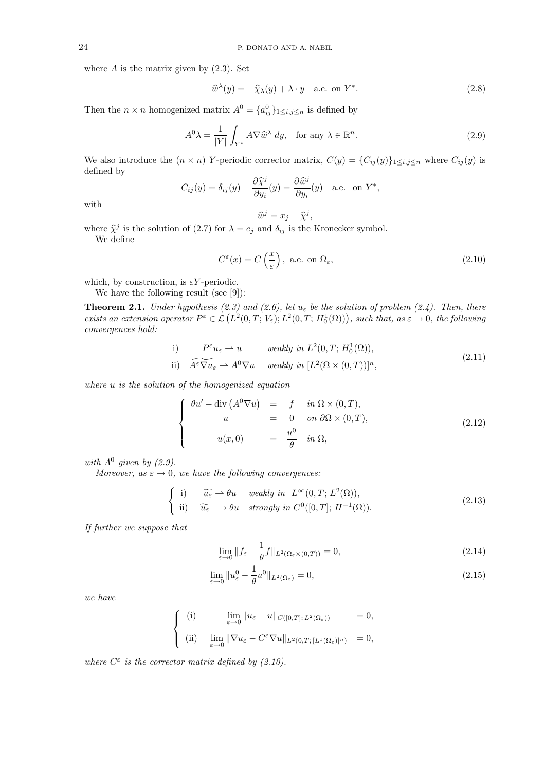where $A$ is the matrix given by (2.3). Set

$$\widehat{w}^{\lambda}(y) = -\widehat{\chi}_{\lambda}(y) + \lambda \cdot y \quad \text{a.e. on } Y^*. \tag{2.8}$$

Then the $n \times n$ homogenized matrix $A^0 = \{a^0_{ij}\}_{1 \leq i,j \leq n}$ is defined by

$$A^0 \lambda = \frac{1}{|Y|} \int_{Y^*} A \nabla \widehat{w}^{\lambda} \, dy, \quad \text{for any } \lambda \in \mathbb{R}^n. \tag{2.9}$$

We also introduce the $(n \times n)$ $Y$-periodic corrector matrix, $C(y) = \{C_{ij}(y)\}_{1 \leq i,j \leq n}$ where $C_{ij}(y)$ is defined by

$$C_{ij}(y) = \delta_{ij}(y) - \frac{\partial \widehat{\chi}^j}{\partial y_i}(y) = \frac{\partial \widehat{w}^j}{\partial y_i}(y) \quad \text{a.e. on } Y^*,$$

with

$$\widehat{w}^j = x_j - \widehat{\chi}^j,$$

where $\widehat{\chi}^j$ is the solution of (2.7) for $\lambda = e_j$ and $\delta_{ij}$ is the Kronecker symbol.

We define

$$C^{\varepsilon}(x) = C\left(\frac{x}{\varepsilon}\right), \text{ a.e. on } \Omega_{\varepsilon}, \tag{2.10}$$

which, by construction, is $\varepsilon Y$-periodic.

We have the following result (see [9]):

**Theorem 2.1.** *Under hypothesis (2.3) and (2.6), let $u_{\varepsilon}$ be the solution of problem (2.4). Then, there exists an extension operator $P^{\varepsilon} \in \mathcal{L}\left(L^2(0,T;V_{\varepsilon}); L^2(0,T;H^1_0(\Omega))\right)$, such that, as $\varepsilon \to 0$, the following convergences hold:*

$$\begin{aligned}
&\text{i)} \quad P^{\varepsilon} u_{\varepsilon} \rightharpoonup u \quad \text{weakly in } L^2(0,T;H^1_0(\Omega)), \\
&\text{ii)} \quad \widetilde{A^{\varepsilon} \nabla u_{\varepsilon}} \rightharpoonup A^0 \nabla u \quad \text{weakly in } [L^2(\Omega \times (0,T))]^n,
\end{aligned} \tag{2.11}$$

*where $u$ is the solution of the homogenized equation*

$$\begin{cases}
\theta u' - \operatorname{div}\left(A^0 \nabla u\right) = f & \text{in } \Omega \times (0,T), \\
u = 0 & \text{on } \partial\Omega \times (0,T), \\
u(x,0) = \dfrac{u^0}{\theta} & \text{in } \Omega,
\end{cases} \tag{2.12}$$

*with $A^0$ given by (2.9).*

*Moreover, as $\varepsilon \to 0$, we have the following convergences:*

$$\begin{cases}
\text{i)} \quad \widetilde{u_{\varepsilon}} \rightharpoonup \theta u \quad \text{weakly in } L^{\infty}(0,T;L^2(\Omega)), \\
\text{ii)} \quad \widetilde{u_{\varepsilon}} \longrightarrow \theta u \quad \text{strongly in } C^0([0,T];H^{-1}(\Omega)).
\end{cases} \tag{2.13}$$

*If further we suppose that*

$$\lim_{\varepsilon \to 0} \| f_{\varepsilon} - \frac{1}{\theta} f \|_{L^2(\Omega_{\varepsilon} \times (0,T))} = 0, \tag{2.14}$$

$$\lim_{\varepsilon \to 0} \| u^0_{\varepsilon} - \frac{1}{\theta} u^0 \|_{L^2(\Omega_{\varepsilon})} = 0, \tag{2.15}$$

*we have*

$$\begin{cases}
\text{(i)} \quad \lim\limits_{\varepsilon \to 0} \| u_{\varepsilon} - u \|_{C([0,T];L^2(\Omega_{\varepsilon}))} = 0, \\
\text{(ii)} \quad \lim\limits_{\varepsilon \to 0} \| \nabla u_{\varepsilon} - C^{\varepsilon} \nabla u \|_{L^2(0,T;[L^1(\Omega_{\varepsilon})]^n)} = 0,
\end{cases}$$

*where $C^{\varepsilon}$ is the corrector matrix defined by (2.10).*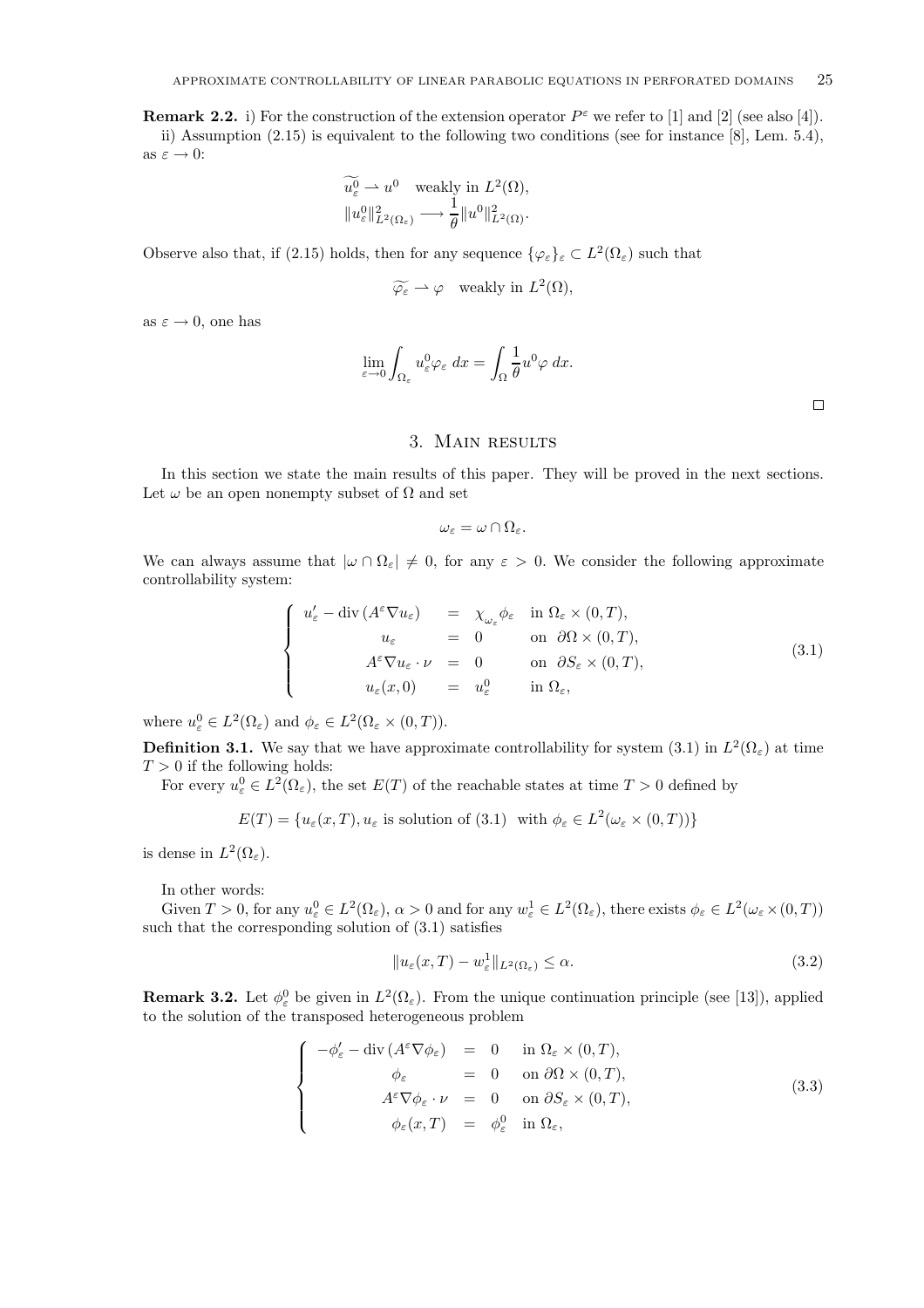**Remark 2.2.** i) For the construction of the extension operator $P^\varepsilon$ we refer to [1] and [2] (see also [4]).

ii) Assumption (2.15) is equivalent to the following two conditions (see for instance [8], Lem. 5.4), as $\varepsilon \to 0$:

$$
\widetilde{u_\varepsilon^0} \rightharpoonup u^0 \quad \text{weakly in } L^2(\Omega),
$$
$$
\|u_\varepsilon^0\|^2_{L^2(\Omega_\varepsilon)} \longrightarrow \frac{1}{\theta}\|u^0\|^2_{L^2(\Omega)}.
$$

Observe also that, if (2.15) holds, then for any sequence $\{\varphi_\varepsilon\}_\varepsilon \subset L^2(\Omega_\varepsilon)$ such that

$$
\widetilde{\varphi_\varepsilon} \rightharpoonup \varphi \quad \text{weakly in } L^2(\Omega),
$$

as $\varepsilon \to 0$, one has

$$
\lim_{\varepsilon \to 0} \int_{\Omega_\varepsilon} u_\varepsilon^0 \varphi_\varepsilon \, dx = \int_\Omega \frac{1}{\theta} u^0 \varphi \, dx.
$$

□

## 3. Main results

In this section we state the main results of this paper. They will be proved in the next sections. Let $\omega$ be an open nonempty subset of $\Omega$ and set

$$
\omega_\varepsilon = \omega \cap \Omega_\varepsilon.
$$

We can always assume that $|\omega \cap \Omega_\varepsilon| \neq 0$, for any $\varepsilon > 0$. We consider the following approximate controllability system:

$$
\begin{cases}
u_\varepsilon' - \operatorname{div}(A^\varepsilon \nabla u_\varepsilon) = \chi_{\omega_\varepsilon} \phi_\varepsilon & \text{in } \Omega_\varepsilon \times (0,T), \\
u_\varepsilon = 0 & \text{on } \partial\Omega \times (0,T), \\
A^\varepsilon \nabla u_\varepsilon \cdot \nu = 0 & \text{on } \partial S_\varepsilon \times (0,T), \\
u_\varepsilon(x,0) = u_\varepsilon^0 & \text{in } \Omega_\varepsilon,
\end{cases}
\tag{3.1}
$$

where $u_\varepsilon^0 \in L^2(\Omega_\varepsilon)$ and $\phi_\varepsilon \in L^2(\Omega_\varepsilon \times (0,T))$.

**Definition 3.1.** We say that we have approximate controllability for system (3.1) in $L^2(\Omega_\varepsilon)$ at time $T > 0$ if the following holds:

For every $u_\varepsilon^0 \in L^2(\Omega_\varepsilon)$, the set $E(T)$ of the reachable states at time $T > 0$ defined by

$$
E(T) = \{u_\varepsilon(x,T), u_\varepsilon \text{ is solution of (3.1) with } \phi_\varepsilon \in L^2(\omega_\varepsilon \times (0,T))\}
$$

is dense in $L^2(\Omega_\varepsilon)$.

In other words:

Given $T > 0$, for any $u_\varepsilon^0 \in L^2(\Omega_\varepsilon)$, $\alpha > 0$ and for any $w_\varepsilon^1 \in L^2(\Omega_\varepsilon)$, there exists $\phi_\varepsilon \in L^2(\omega_\varepsilon \times (0,T))$ such that the corresponding solution of (3.1) satisfies

$$
\|u_\varepsilon(x,T) - w_\varepsilon^1\|_{L^2(\Omega_\varepsilon)} \leq \alpha.
\tag{3.2}
$$

**Remark 3.2.** Let $\phi_\varepsilon^0$ be given in $L^2(\Omega_\varepsilon)$. From the unique continuation principle (see [13]), applied to the solution of the transposed heterogeneous problem

$$
\begin{cases}
-\phi_\varepsilon' - \operatorname{div}(A^\varepsilon \nabla \phi_\varepsilon) = 0 & \text{in } \Omega_\varepsilon \times (0,T), \\
\phi_\varepsilon = 0 & \text{on } \partial\Omega \times (0,T), \\
A^\varepsilon \nabla \phi_\varepsilon \cdot \nu = 0 & \text{on } \partial S_\varepsilon \times (0,T), \\
\phi_\varepsilon(x,T) = \phi_\varepsilon^0 & \text{in } \Omega_\varepsilon,
\end{cases}
\tag{3.3}
$$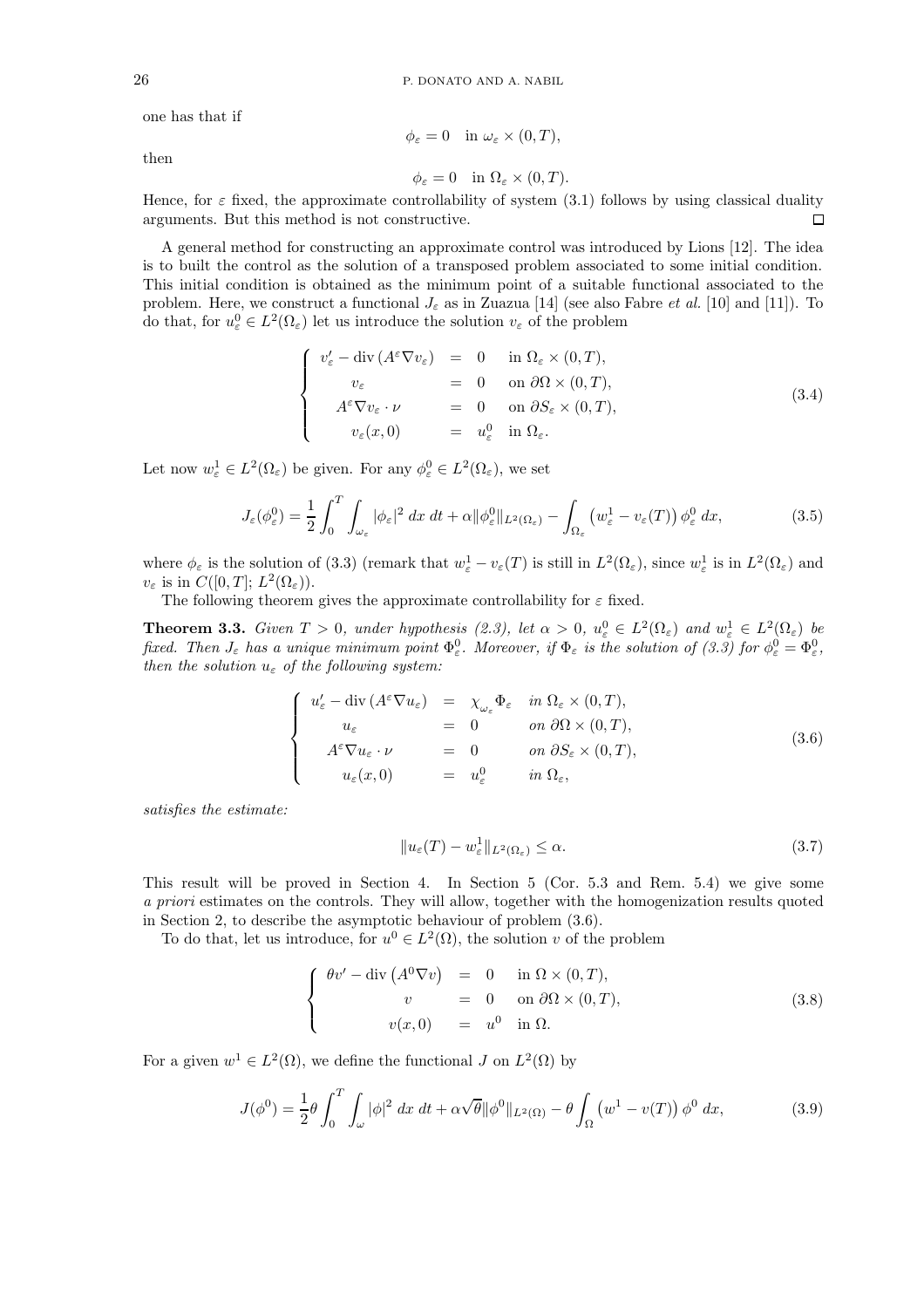one has that if

$$\phi_\varepsilon = 0 \quad \text{in } \omega_\varepsilon \times (0,T),$$

then

$$\phi_\varepsilon = 0 \quad \text{in } \Omega_\varepsilon \times (0,T).$$

Hence, for $\varepsilon$ fixed, the approximate controllability of system (3.1) follows by using classical duality arguments. But this method is not constructive. $\square$

A general method for constructing an approximate control was introduced by Lions [12]. The idea is to built the control as the solution of a transposed problem associated to some initial condition. This initial condition is obtained as the minimum point of a suitable functional associated to the problem. Here, we construct a functional $J_\varepsilon$ as in Zuazua [14] (see also Fabre *et al.* [10] and [11]). To do that, for $u^0_\varepsilon \in L^2(\Omega_\varepsilon)$ let us introduce the solution $v_\varepsilon$ of the problem

$$\begin{cases} v'_\varepsilon - \operatorname{div}(A^\varepsilon \nabla v_\varepsilon) &= 0 \quad \text{in } \Omega_\varepsilon \times (0,T), \\ v_\varepsilon &= 0 \quad \text{on } \partial\Omega \times (0,T), \\ A^\varepsilon \nabla v_\varepsilon \cdot \nu &= 0 \quad \text{on } \partial S_\varepsilon \times (0,T), \\ v_\varepsilon(x,0) &= u^0_\varepsilon \quad \text{in } \Omega_\varepsilon. \end{cases} \tag{3.4}$$

Let now $w^1_\varepsilon \in L^2(\Omega_\varepsilon)$ be given. For any $\phi^0_\varepsilon \in L^2(\Omega_\varepsilon)$, we set

$$J_\varepsilon(\phi^0_\varepsilon) = \frac{1}{2}\int_0^T \int_{\omega_\varepsilon} |\phi_\varepsilon|^2 \, dx\, dt + \alpha \|\phi^0_\varepsilon\|_{L^2(\Omega_\varepsilon)} - \int_{\Omega_\varepsilon} \left(w^1_\varepsilon - v_\varepsilon(T)\right)\phi^0_\varepsilon \, dx, \tag{3.5}$$

where $\phi_\varepsilon$ is the solution of (3.3) (remark that $w^1_\varepsilon - v_\varepsilon(T)$ is still in $L^2(\Omega_\varepsilon)$, since $w^1_\varepsilon$ is in $L^2(\Omega_\varepsilon)$ and $v_\varepsilon$ is in $C([0,T]; L^2(\Omega_\varepsilon))$.

The following theorem gives the approximate controllability for $\varepsilon$ fixed.

**Theorem 3.3.** *Given $T > 0$, under hypothesis (2.3), let $\alpha > 0$, $u^0_\varepsilon \in L^2(\Omega_\varepsilon)$ and $w^1_\varepsilon \in L^2(\Omega_\varepsilon)$ be fixed. Then $J_\varepsilon$ has a unique minimum point $\Phi^0_\varepsilon$. Moreover, if $\Phi_\varepsilon$ is the solution of (3.3) for $\phi^0_\varepsilon = \Phi^0_\varepsilon$, then the solution $u_\varepsilon$ of the following system:*

$$\begin{cases} u'_\varepsilon - \operatorname{div}(A^\varepsilon \nabla u_\varepsilon) &= \chi_{\omega_\varepsilon}\Phi_\varepsilon \quad \text{in } \Omega_\varepsilon \times (0,T), \\ u_\varepsilon &= 0 \quad \text{on } \partial\Omega \times (0,T), \\ A^\varepsilon \nabla u_\varepsilon \cdot \nu &= 0 \quad \text{on } \partial S_\varepsilon \times (0,T), \\ u_\varepsilon(x,0) &= u^0_\varepsilon \quad \text{in } \Omega_\varepsilon, \end{cases} \tag{3.6}$$

*satisfies the estimate:*

$$\|u_\varepsilon(T) - w^1_\varepsilon\|_{L^2(\Omega_\varepsilon)} \leq \alpha. \tag{3.7}$$

This result will be proved in Section 4. In Section 5 (Cor. 5.3 and Rem. 5.4) we give some *a priori* estimates on the controls. They will allow, together with the homogenization results quoted in Section 2, to describe the asymptotic behaviour of problem (3.6).

To do that, let us introduce, for $u^0 \in L^2(\Omega)$, the solution $v$ of the problem

$$\begin{cases} \theta v' - \operatorname{div}\left(A^0 \nabla v\right) &= 0 \quad \text{in } \Omega \times (0,T), \\ v &= 0 \quad \text{on } \partial\Omega \times (0,T), \\ v(x,0) &= u^0 \quad \text{in } \Omega. \end{cases} \tag{3.8}$$

For a given $w^1 \in L^2(\Omega)$, we define the functional $J$ on $L^2(\Omega)$ by

$$J(\phi^0) = \frac{1}{2}\theta \int_0^T \int_\omega |\phi|^2 \, dx\, dt + \alpha\sqrt{\theta}\|\phi^0\|_{L^2(\Omega)} - \theta \int_\Omega \left(w^1 - v(T)\right)\phi^0 \, dx, \tag{3.9}$$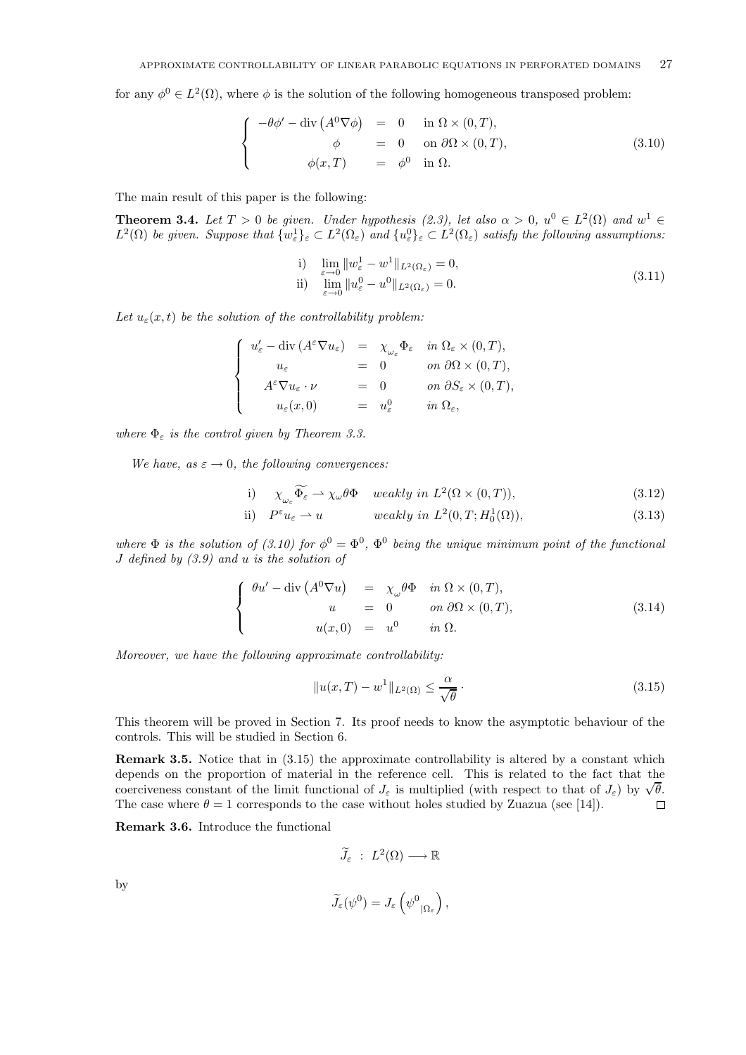for any $\phi^0 \in L^2(\Omega)$, where $\phi$ is the solution of the following homogeneous transposed problem:

$$
\left\{
\begin{array}{rcll}
-\theta\phi' - \operatorname{div}\left(A^0\nabla\phi\right) & = & 0 & \text{in } \Omega \times (0,T), \\
\phi & = & 0 & \text{on } \partial\Omega \times (0,T), \\
\phi(x,T) & = & \phi^0 & \text{in } \Omega.
\end{array}
\right. \tag{3.10}
$$

The main result of this paper is the following:

**Theorem 3.4.** *Let $T > 0$ be given. Under hypothesis (2.3), let also $\alpha > 0$, $u^0 \in L^2(\Omega)$ and $w^1 \in L^2(\Omega)$ be given. Suppose that $\{w^1_\varepsilon\}_\varepsilon \subset L^2(\Omega_\varepsilon)$ and $\{u^0_\varepsilon\}_\varepsilon \subset L^2(\Omega_\varepsilon)$ satisfy the following assumptions:*

$$
\begin{array}{ll}
\text{i)} & \displaystyle\lim_{\varepsilon\to 0} \|w^1_\varepsilon - w^1\|_{L^2(\Omega_\varepsilon)} = 0, \\
\text{ii)} & \displaystyle\lim_{\varepsilon\to 0} \|u^0_\varepsilon - u^0\|_{L^2(\Omega_\varepsilon)} = 0.
\end{array} \tag{3.11}
$$

*Let $u_\varepsilon(x,t)$ be the solution of the controllability problem:*

$$
\left\{
\begin{array}{rcll}
u'_\varepsilon - \operatorname{div}\left(A^\varepsilon\nabla u_\varepsilon\right) & = & \chi_{\omega_\varepsilon}\Phi_\varepsilon & \text{in } \Omega_\varepsilon \times (0,T), \\
u_\varepsilon & = & 0 & \text{on } \partial\Omega \times (0,T), \\
A^\varepsilon\nabla u_\varepsilon \cdot \nu & = & 0 & \text{on } \partial S_\varepsilon \times (0,T), \\
u_\varepsilon(x,0) & = & u^0_\varepsilon & \text{in } \Omega_\varepsilon,
\end{array}
\right.
$$

*where $\Phi_\varepsilon$ is the control given by Theorem 3.3.*

*We have, as $\varepsilon \to 0$, the following convergences:*

$$
\text{i)} \quad \chi_{\omega_\varepsilon}\widetilde{\Phi}_\varepsilon \rightharpoonup \chi_\omega\theta\Phi \quad \text{weakly in } L^2(\Omega\times(0,T)), \tag{3.12}
$$

$$
\text{ii)} \quad P^\varepsilon u_\varepsilon \rightharpoonup u \qquad \text{weakly in } L^2(0,T;H^1_0(\Omega)), \tag{3.13}
$$

*where $\Phi$ is the solution of (3.10) for $\phi^0 = \Phi^0$, $\Phi^0$ being the unique minimum point of the functional $J$ defined by (3.9) and $u$ is the solution of*

$$
\left\{
\begin{array}{rcll}
\theta u' - \operatorname{div}\left(A^0\nabla u\right) & = & \chi_\omega\theta\Phi & \text{in } \Omega \times (0,T), \\
u & = & 0 & \text{on } \partial\Omega \times (0,T), \\
u(x,0) & = & u^0 & \text{in } \Omega.
\end{array}
\right. \tag{3.14}
$$

*Moreover, we have the following approximate controllability:*

$$
\|u(x,T) - w^1\|_{L^2(\Omega)} \leq \frac{\alpha}{\sqrt{\theta}} \cdot \tag{3.15}
$$

This theorem will be proved in Section 7. Its proof needs to know the asymptotic behaviour of the controls. This will be studied in Section 6.

**Remark 3.5.** Notice that in (3.15) the approximate controllability is altered by a constant which depends on the proportion of material in the reference cell. This is related to the fact that the coerciveness constant of the limit functional of $J_\varepsilon$ is multiplied (with respect to that of $J_\varepsilon$) by $\sqrt{\theta}$. The case where $\theta = 1$ corresponds to the case without holes studied by Zuazua (see [14]). □

**Remark 3.6.** Introduce the functional

$$
\widetilde{J}_\varepsilon \;:\; L^2(\Omega) \longrightarrow \mathbb{R}
$$

by

$$
\widetilde{J}_\varepsilon(\psi^0) = J_\varepsilon\left({\psi^0}_{|\Omega_\varepsilon}\right),
$$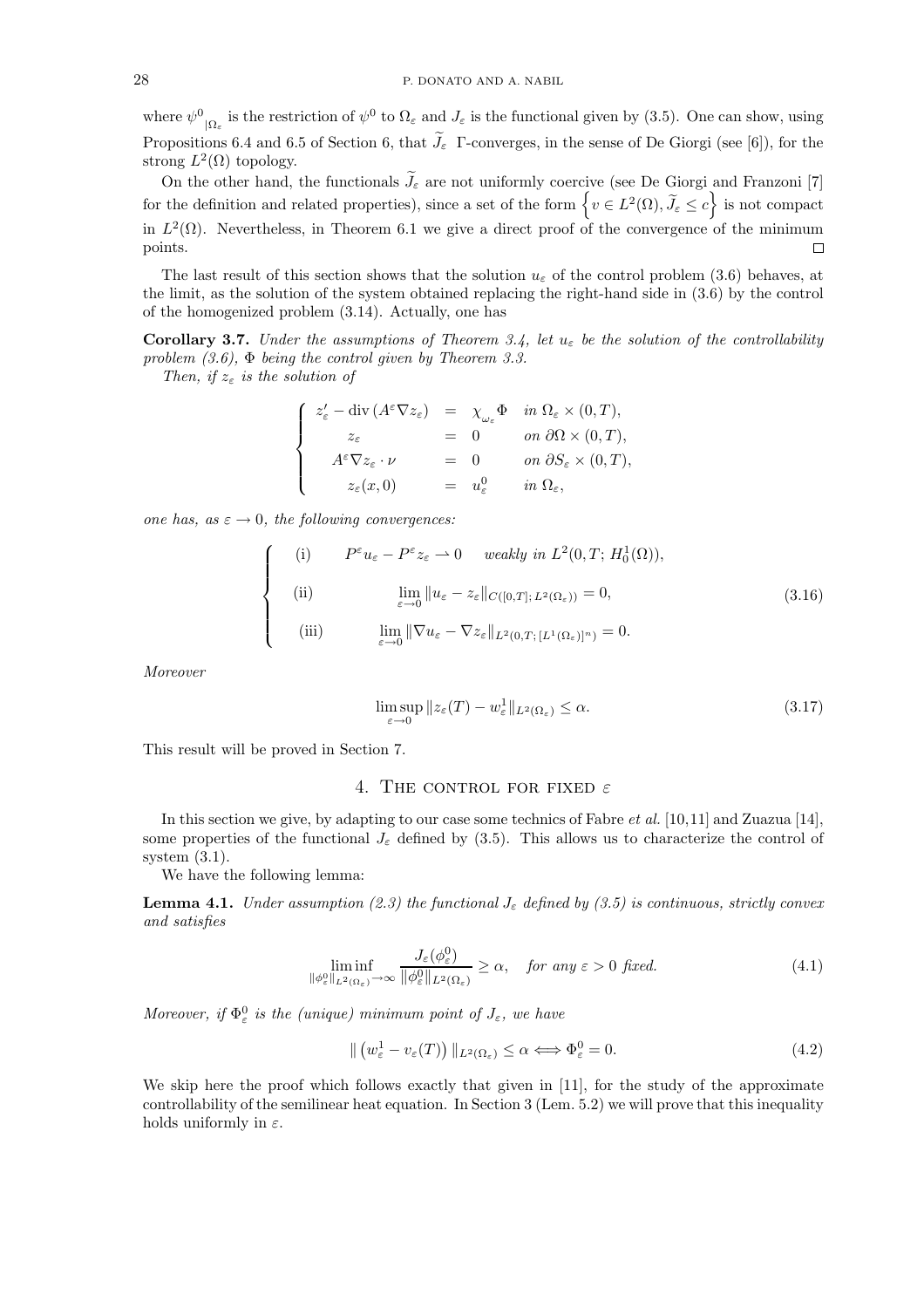where $\psi^0{}_{|\Omega_\varepsilon}$ is the restriction of $\psi^0$ to $\Omega_\varepsilon$ and $J_\varepsilon$ is the functional given by (3.5). One can show, using Propositions 6.4 and 6.5 of Section 6, that $\widetilde{J}_\varepsilon$ $\Gamma$-converges, in the sense of De Giorgi (see [6]), for the strong $L^2(\Omega)$ topology.

On the other hand, the functionals $\widetilde{J}_\varepsilon$ are not uniformly coercive (see De Giorgi and Franzoni [7] for the definition and related properties), since a set of the form $\left\{v \in L^2(\Omega), \widetilde{J}_\varepsilon \leq c\right\}$ is not compact in $L^2(\Omega)$. Nevertheless, in Theorem 6.1 we give a direct proof of the convergence of the minimum points. $\square$

The last result of this section shows that the solution $u_\varepsilon$ of the control problem (3.6) behaves, at the limit, as the solution of the system obtained replacing the right-hand side in (3.6) by the control of the homogenized problem (3.14). Actually, one has

**Corollary 3.7.** *Under the assumptions of Theorem 3.4, let $u_\varepsilon$ be the solution of the controllability problem (3.6), $\Phi$ being the control given by Theorem 3.3.*

*Then, if $z_\varepsilon$ is the solution of*

$$
\begin{cases}
z_\varepsilon' - \operatorname{div}(A^\varepsilon \nabla z_\varepsilon) &= \chi_{\omega_\varepsilon} \Phi \quad \text{in } \Omega_\varepsilon \times (0,T),\\
z_\varepsilon &= 0 \quad \text{on } \partial\Omega \times (0,T),\\
A^\varepsilon \nabla z_\varepsilon \cdot \nu &= 0 \quad \text{on } \partial S_\varepsilon \times (0,T),\\
z_\varepsilon(x,0) &= u_\varepsilon^0 \quad \text{in } \Omega_\varepsilon,
\end{cases}
$$

*one has, as $\varepsilon \to 0$, the following convergences:*

$$
\begin{cases}
\text{(i)} \qquad P^\varepsilon u_\varepsilon - P^\varepsilon z_\varepsilon \rightharpoonup 0 \quad \text{weakly in } L^2(0,T; H_0^1(\Omega)),\\
\text{(ii)} \qquad \lim_{\varepsilon\to 0} \|u_\varepsilon - z_\varepsilon\|_{C([0,T];\, L^2(\Omega_\varepsilon))} = 0,\\
\text{(iii)} \qquad \lim_{\varepsilon\to 0} \|\nabla u_\varepsilon - \nabla z_\varepsilon\|_{L^2(0,T;\,[L^1(\Omega_\varepsilon)]^n)} = 0.
\end{cases}
\tag{3.16}
$$

*Moreover*

$$
\limsup_{\varepsilon\to 0} \|z_\varepsilon(T) - w_\varepsilon^1\|_{L^2(\Omega_\varepsilon)} \leq \alpha. \tag{3.17}
$$

This result will be proved in Section 7.

## 4. The control for fixed $\varepsilon$

In this section we give, by adapting to our case some technics of Fabre *et al.* [10,11] and Zuazua [14], some properties of the functional $J_\varepsilon$ defined by (3.5). This allows us to characterize the control of system (3.1).

We have the following lemma:

**Lemma 4.1.** *Under assumption (2.3) the functional $J_\varepsilon$ defined by (3.5) is continuous, strictly convex and satisfies*

$$
\liminf_{\|\phi_\varepsilon^0\|_{L^2(\Omega_\varepsilon)}\to\infty} \frac{J_\varepsilon(\phi_\varepsilon^0)}{\|\phi_\varepsilon^0\|_{L^2(\Omega_\varepsilon)}} \geq \alpha, \quad \text{for any } \varepsilon > 0 \text{ fixed.} \tag{4.1}
$$

*Moreover, if $\Phi_\varepsilon^0$ is the (unique) minimum point of $J_\varepsilon$, we have*

$$
\|\left(w_\varepsilon^1 - v_\varepsilon(T)\right)\|_{L^2(\Omega_\varepsilon)} \leq \alpha \Longleftrightarrow \Phi_\varepsilon^0 = 0. \tag{4.2}
$$

We skip here the proof which follows exactly that given in [11], for the study of the approximate controllability of the semilinear heat equation. In Section 3 (Lem. 5.2) we will prove that this inequality holds uniformly in $\varepsilon$.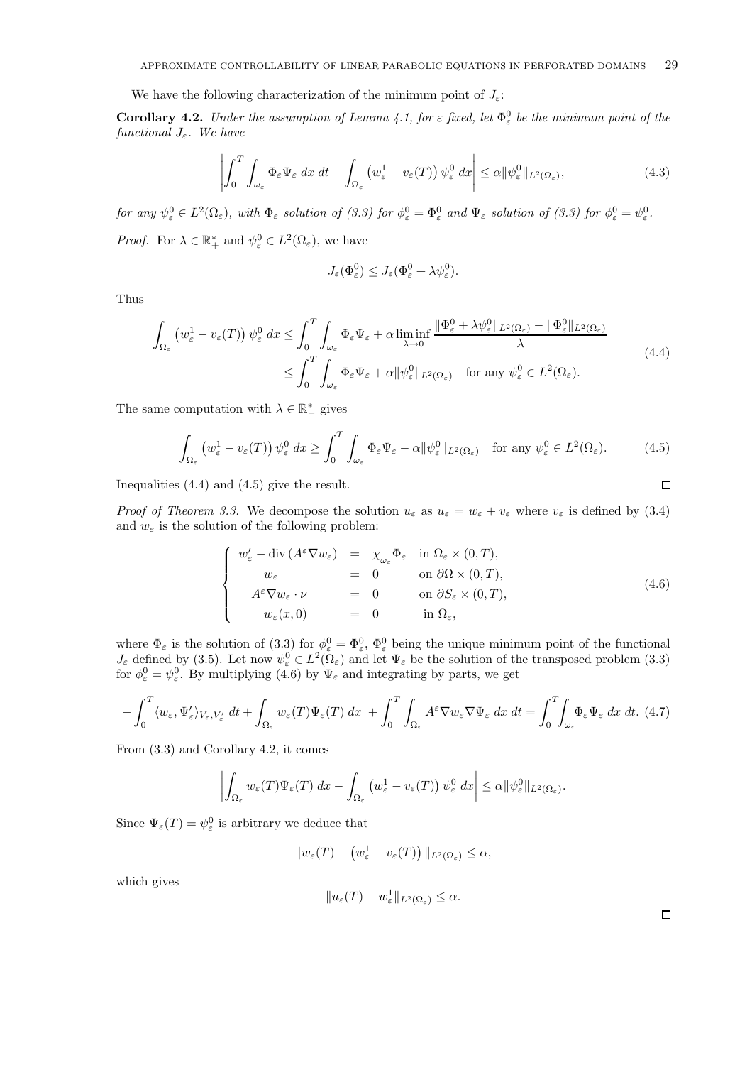We have the following characterization of the minimum point of $J_\varepsilon$:

**Corollary 4.2.** *Under the assumption of Lemma 4.1, for $\varepsilon$ fixed, let $\Phi^0_\varepsilon$ be the minimum point of the functional $J_\varepsilon$. We have*

$$\left| \int_0^T \int_{\omega_\varepsilon} \Phi_\varepsilon \Psi_\varepsilon \, dx \, dt - \int_{\Omega_\varepsilon} \left(w^1_\varepsilon - v_\varepsilon(T)\right) \psi^0_\varepsilon \, dx \right| \leq \alpha \|\psi^0_\varepsilon\|_{L^2(\Omega_\varepsilon)}, \tag{4.3}$$

*for any $\psi^0_\varepsilon \in L^2(\Omega_\varepsilon)$, with $\Phi_\varepsilon$ solution of (3.3) for $\phi^0_\varepsilon = \Phi^0_\varepsilon$ and $\Psi_\varepsilon$ solution of (3.3) for $\phi^0_\varepsilon = \psi^0_\varepsilon$.*

*Proof.* For $\lambda \in \mathbb{R}^*_+$ and $\psi^0_\varepsilon \in L^2(\Omega_\varepsilon)$, we have

$$J_\varepsilon(\Phi^0_\varepsilon) \leq J_\varepsilon(\Phi^0_\varepsilon + \lambda \psi^0_\varepsilon).$$

Thus

$$\begin{aligned}
\int_{\Omega_\varepsilon} \left(w^1_\varepsilon - v_\varepsilon(T)\right) \psi^0_\varepsilon \, dx &\leq \int_0^T \int_{\omega_\varepsilon} \Phi_\varepsilon \Psi_\varepsilon + \alpha \liminf_{\lambda \to 0} \frac{\|\Phi^0_\varepsilon + \lambda \psi^0_\varepsilon\|_{L^2(\Omega_\varepsilon)} - \|\Phi^0_\varepsilon\|_{L^2(\Omega_\varepsilon)}}{\lambda} \\
&\leq \int_0^T \int_{\omega_\varepsilon} \Phi_\varepsilon \Psi_\varepsilon + \alpha \|\psi^0_\varepsilon\|_{L^2(\Omega_\varepsilon)} \quad \text{for any } \psi^0_\varepsilon \in L^2(\Omega_\varepsilon).
\end{aligned} \tag{4.4}$$

The same computation with $\lambda \in \mathbb{R}^*_-$ gives

$$\int_{\Omega_\varepsilon} \left(w^1_\varepsilon - v_\varepsilon(T)\right) \psi^0_\varepsilon \, dx \geq \int_0^T \int_{\omega_\varepsilon} \Phi_\varepsilon \Psi_\varepsilon - \alpha \|\psi^0_\varepsilon\|_{L^2(\Omega_\varepsilon)} \quad \text{for any } \psi^0_\varepsilon \in L^2(\Omega_\varepsilon). \tag{4.5}$$

Inequalities (4.4) and (4.5) give the result. $\square$

*Proof of Theorem 3.3.* We decompose the solution $u_\varepsilon$ as $u_\varepsilon = w_\varepsilon + v_\varepsilon$ where $v_\varepsilon$ is defined by (3.4) and $w_\varepsilon$ is the solution of the following problem:

$$\left\{ \begin{array}{rcll}
w'_\varepsilon - \operatorname{div}(A^\varepsilon \nabla w_\varepsilon) &=& \chi_{\omega_\varepsilon} \Phi_\varepsilon & \text{in } \Omega_\varepsilon \times (0,T), \\
w_\varepsilon &=& 0 & \text{on } \partial\Omega \times (0,T), \\
A^\varepsilon \nabla w_\varepsilon \cdot \nu &=& 0 & \text{on } \partial S_\varepsilon \times (0,T), \\
w_\varepsilon(x,0) &=& 0 & \text{in } \Omega_\varepsilon,
\end{array} \right. \tag{4.6}$$

where $\Phi_\varepsilon$ is the solution of (3.3) for $\phi^0_\varepsilon = \Phi^0_\varepsilon$, $\Phi^0_\varepsilon$ being the unique minimum point of the functional $J_\varepsilon$ defined by (3.5). Let now $\psi^0_\varepsilon \in L^2(\Omega_\varepsilon)$ and let $\Psi_\varepsilon$ be the solution of the transposed problem (3.3) for $\phi^0_\varepsilon = \psi^0_\varepsilon$. By multiplying (4.6) by $\Psi_\varepsilon$ and integrating by parts, we get

$$-\int_0^T \langle w_\varepsilon, \Psi'_\varepsilon \rangle_{V_\varepsilon, V'_\varepsilon} \, dt + \int_{\Omega_\varepsilon} w_\varepsilon(T) \Psi_\varepsilon(T) \, dx + \int_0^T \int_{\Omega_\varepsilon} A^\varepsilon \nabla w_\varepsilon \nabla \Psi_\varepsilon \, dx \, dt = \int_0^T \int_{\omega_\varepsilon} \Phi_\varepsilon \Psi_\varepsilon \, dx \, dt. \tag{4.7}$$

From (3.3) and Corollary 4.2, it comes

$$\left| \int_{\Omega_\varepsilon} w_\varepsilon(T) \Psi_\varepsilon(T) \, dx - \int_{\Omega_\varepsilon} \left(w^1_\varepsilon - v_\varepsilon(T)\right) \psi^0_\varepsilon \, dx \right| \leq \alpha \|\psi^0_\varepsilon\|_{L^2(\Omega_\varepsilon)}.$$

Since $\Psi_\varepsilon(T) = \psi^0_\varepsilon$ is arbitrary we deduce that

$$\|w_\varepsilon(T) - \left(w^1_\varepsilon - v_\varepsilon(T)\right)\|_{L^2(\Omega_\varepsilon)} \leq \alpha,$$

which gives

$$\|u_\varepsilon(T) - w^1_\varepsilon\|_{L^2(\Omega_\varepsilon)} \leq \alpha.$$

$\square$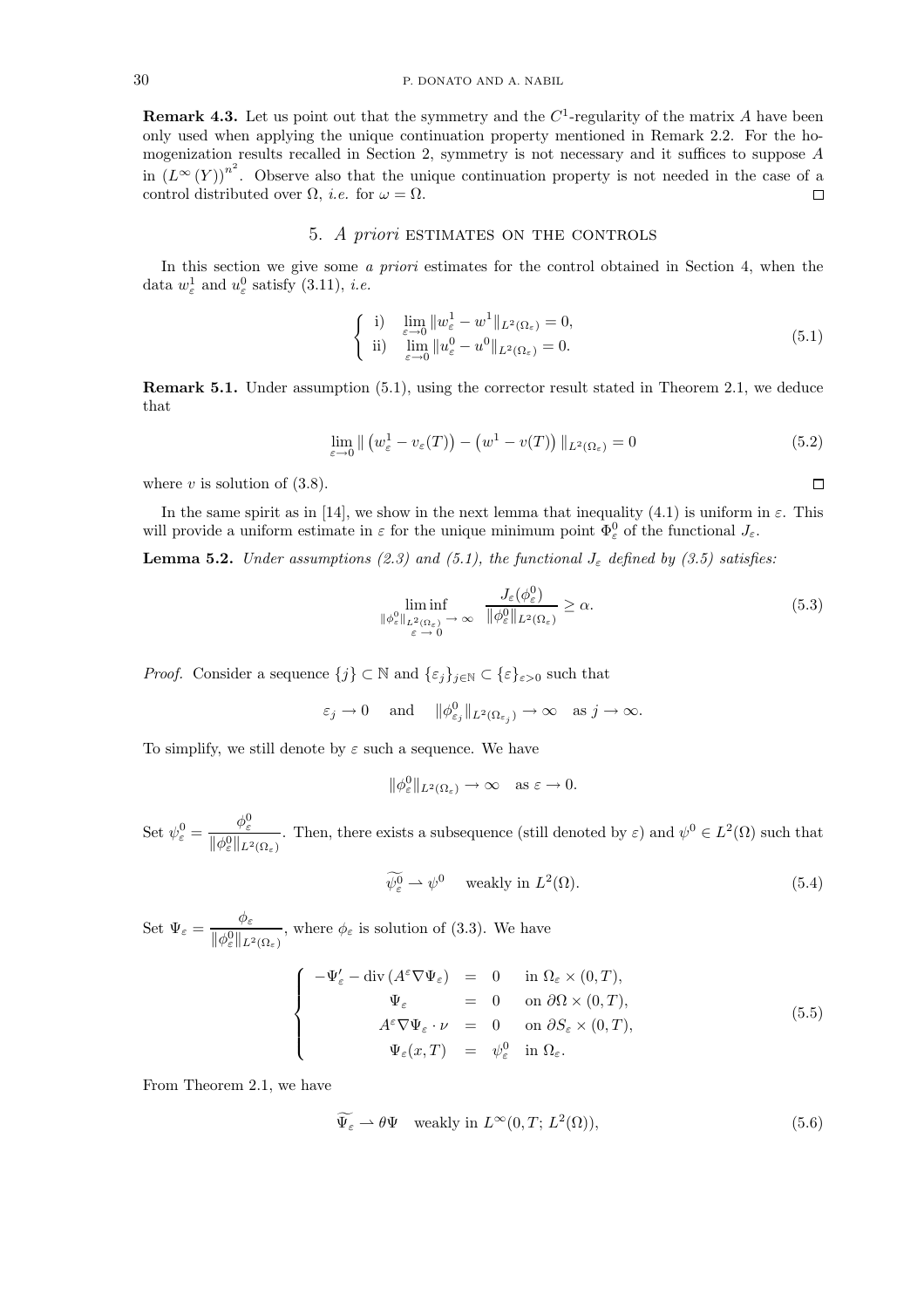**Remark 4.3.** Let us point out that the symmetry and the $C^1$-regularity of the matrix $A$ have been only used when applying the unique continuation property mentioned in Remark 2.2. For the homogenization results recalled in Section 2, symmetry is not necessary and it suffices to suppose $A$ in $(L^\infty(Y))^{n^2}$. Observe also that the unique continuation property is not needed in the case of a control distributed over $\Omega$, *i.e.* for $\omega = \Omega$. □

## 5. *A priori* estimates on the controls

In this section we give some *a priori* estimates for the control obtained in Section 4, when the data $w^1_\varepsilon$ and $u^0_\varepsilon$ satisfy (3.11), *i.e.*

$$\left\{ \begin{array}{ll} \text{i)} & \lim\limits_{\varepsilon\to 0} \|w^1_\varepsilon - w^1\|_{L^2(\Omega_\varepsilon)} = 0, \\ \text{ii)} & \lim\limits_{\varepsilon\to 0} \|u^0_\varepsilon - u^0\|_{L^2(\Omega_\varepsilon)} = 0. \end{array} \right. \tag{5.1}$$

**Remark 5.1.** Under assumption (5.1), using the corrector result stated in Theorem 2.1, we deduce that

$$\lim_{\varepsilon\to 0} \| \left(w^1_\varepsilon - v_\varepsilon(T)\right) - \left(w^1 - v(T)\right) \|_{L^2(\Omega_\varepsilon)} = 0 \tag{5.2}$$

where $v$ is solution of (3.8). □

In the same spirit as in [14], we show in the next lemma that inequality (4.1) is uniform in $\varepsilon$. This will provide a uniform estimate in $\varepsilon$ for the unique minimum point $\Phi^0_\varepsilon$ of the functional $J_\varepsilon$.

**Lemma 5.2.** *Under assumptions (2.3) and (5.1), the functional $J_\varepsilon$ defined by (3.5) satisfies:*

$$\liminf_{\substack{\|\phi^0_\varepsilon\|_{L^2(\Omega_\varepsilon)} \to \infty \\ \varepsilon \to 0}} \frac{J_\varepsilon(\phi^0_\varepsilon)}{\|\phi^0_\varepsilon\|_{L^2(\Omega_\varepsilon)}} \geq \alpha. \tag{5.3}$$

*Proof.* Consider a sequence $\{j\} \subset \mathbb{N}$ and $\{\varepsilon_j\}_{j\in\mathbb{N}} \subset \{\varepsilon\}_{\varepsilon>0}$ such that

$$\varepsilon_j \to 0 \quad \text{and} \quad \|\phi^0_{\varepsilon_j}\|_{L^2(\Omega_{\varepsilon_j})} \to \infty \quad \text{as } j \to \infty.$$

To simplify, we still denote by $\varepsilon$ such a sequence. We have

$$\|\phi^0_\varepsilon\|_{L^2(\Omega_\varepsilon)} \to \infty \quad \text{as } \varepsilon \to 0.$$

Set $\psi^0_\varepsilon = \dfrac{\phi^0_\varepsilon}{\|\phi^0_\varepsilon\|_{L^2(\Omega_\varepsilon)}}$. Then, there exists a subsequence (still denoted by $\varepsilon$) and $\psi^0 \in L^2(\Omega)$ such that

$$\widetilde{\psi^0_\varepsilon} \rightharpoonup \psi^0 \quad \text{weakly in } L^2(\Omega). \tag{5.4}$$

Set $\Psi_\varepsilon = \dfrac{\phi_\varepsilon}{\|\phi^0_\varepsilon\|_{L^2(\Omega_\varepsilon)}}$, where $\phi_\varepsilon$ is solution of (3.3). We have

$$\left\{ \begin{array}{rcll} -\Psi'_\varepsilon - \operatorname{div}(A^\varepsilon \nabla \Psi_\varepsilon) & = & 0 & \text{in } \Omega_\varepsilon \times (0,T), \\ \Psi_\varepsilon & = & 0 & \text{on } \partial\Omega \times (0,T), \\ A^\varepsilon \nabla \Psi_\varepsilon \cdot \nu & = & 0 & \text{on } \partial S_\varepsilon \times (0,T), \\ \Psi_\varepsilon(x,T) & = & \psi^0_\varepsilon & \text{in } \Omega_\varepsilon. \end{array} \right. \tag{5.5}$$

From Theorem 2.1, we have

$$\widetilde{\Psi_\varepsilon} \rightharpoonup \theta\Psi \quad \text{weakly in } L^\infty(0,T;\, L^2(\Omega)), \tag{5.6}$$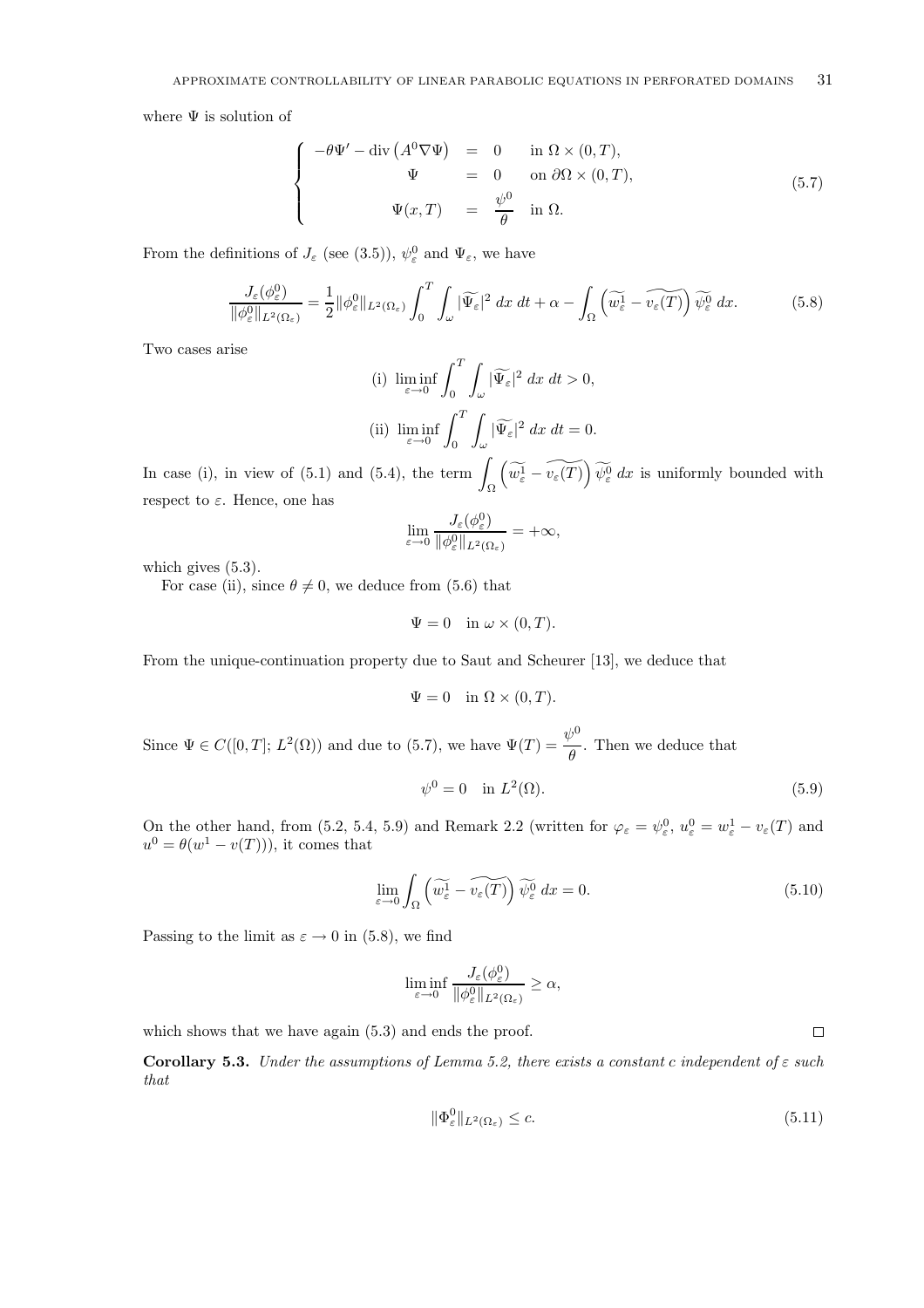where $\Psi$ is solution of

$$
\left\{
\begin{array}{rcll}
-\theta \Psi' - \operatorname{div}\left(A^0 \nabla \Psi\right) & = & 0 & \text{in } \Omega \times (0,T), \\
\Psi & = & 0 & \text{on } \partial\Omega \times (0,T), \\
\Psi(x,T) & = & \dfrac{\psi^0}{\theta} & \text{in } \Omega.
\end{array}
\right. \tag{5.7}
$$

From the definitions of $J_\varepsilon$ (see (3.5)), $\psi^0_\varepsilon$ and $\Psi_\varepsilon$, we have

$$
\frac{J_\varepsilon(\phi^0_\varepsilon)}{\|\phi^0_\varepsilon\|_{L^2(\Omega_\varepsilon)}} = \frac{1}{2}\|\phi^0_\varepsilon\|_{L^2(\Omega_\varepsilon)} \int_0^T \int_\omega |\widetilde{\Psi_\varepsilon}|^2 \, dx \, dt + \alpha - \int_\Omega \left(\widetilde{w^1_\varepsilon} - \widetilde{v_\varepsilon(T)}\right) \widetilde{\psi^0_\varepsilon} \, dx. \tag{5.8}
$$

Two cases arise

$$
\text{(i)} \ \liminf_{\varepsilon \to 0} \int_0^T \int_\omega |\widetilde{\Psi_\varepsilon}|^2 \, dx \, dt > 0,
$$

$$
\text{(ii)} \ \liminf_{\varepsilon \to 0} \int_0^T \int_\omega |\widetilde{\Psi_\varepsilon}|^2 \, dx \, dt = 0.
$$

In case (i), in view of (5.1) and (5.4), the term $\displaystyle\int_\Omega \left(\widetilde{w^1_\varepsilon} - \widetilde{v_\varepsilon(T)}\right) \widetilde{\psi^0_\varepsilon} \, dx$ is uniformly bounded with respect to $\varepsilon$. Hence, one has

$$
\lim_{\varepsilon \to 0} \frac{J_\varepsilon(\phi^0_\varepsilon)}{\|\phi^0_\varepsilon\|_{L^2(\Omega_\varepsilon)}} = +\infty,
$$

which gives (5.3).

For case (ii), since $\theta \neq 0$, we deduce from (5.6) that

$$
\Psi = 0 \quad \text{in } \omega \times (0,T).
$$

From the unique-continuation property due to Saut and Scheurer [13], we deduce that

$$
\Psi = 0 \quad \text{in } \Omega \times (0,T).
$$

Since $\Psi \in C([0,T];\, L^2(\Omega))$ and due to (5.7), we have $\Psi(T) = \dfrac{\psi^0}{\theta}$. Then we deduce that

$$
\psi^0 = 0 \quad \text{in } L^2(\Omega). \tag{5.9}
$$

On the other hand, from (5.2, 5.4, 5.9) and Remark 2.2 (written for $\varphi_\varepsilon = \psi^0_\varepsilon$, $u^0_\varepsilon = w^1_\varepsilon - v_\varepsilon(T)$ and $u^0 = \theta(w^1 - v(T))$), it comes that

$$
\lim_{\varepsilon \to 0} \int_\Omega \left(\widetilde{w^1_\varepsilon} - \widetilde{v_\varepsilon(T)}\right) \widetilde{\psi^0_\varepsilon} \, dx = 0. \tag{5.10}
$$

Passing to the limit as $\varepsilon \to 0$ in (5.8), we find

$$
\liminf_{\varepsilon \to 0} \frac{J_\varepsilon(\phi^0_\varepsilon)}{\|\phi^0_\varepsilon\|_{L^2(\Omega_\varepsilon)}} \geq \alpha,
$$

which shows that we have again (5.3) and ends the proof. ∎

**Corollary 5.3.** *Under the assumptions of Lemma 5.2, there exists a constant c independent of $\varepsilon$ such that*

$$
\|\Phi^0_\varepsilon\|_{L^2(\Omega_\varepsilon)} \leq c. \tag{5.11}
$$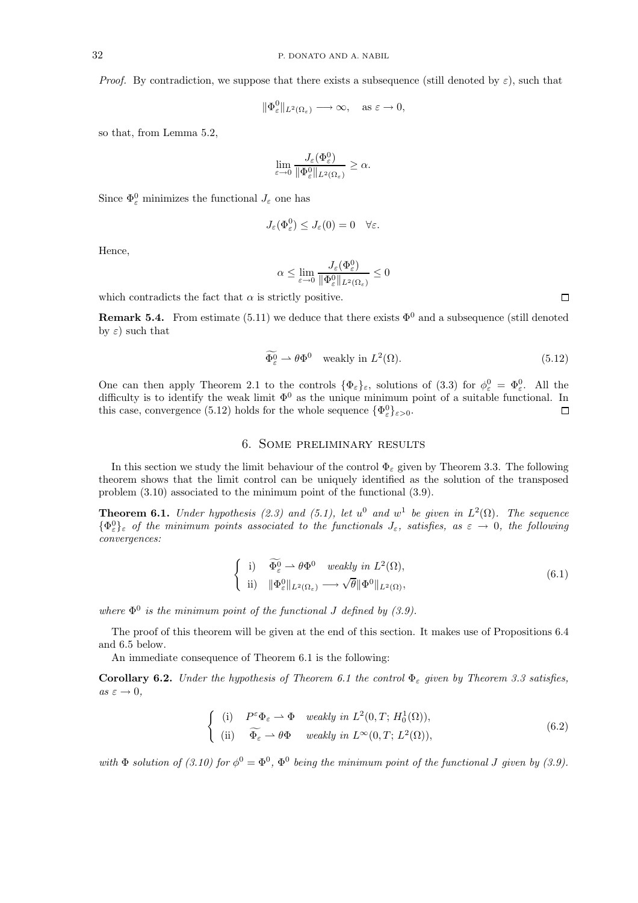*Proof.* By contradiction, we suppose that there exists a subsequence (still denoted by $\varepsilon$), such that

$$\|\Phi_\varepsilon^0\|_{L^2(\Omega_\varepsilon)} \longrightarrow \infty, \quad \text{as } \varepsilon \to 0,$$

so that, from Lemma 5.2,

$$\lim_{\varepsilon \to 0} \frac{J_\varepsilon(\Phi_\varepsilon^0)}{\|\Phi_\varepsilon^0\|_{L^2(\Omega_\varepsilon)}} \geq \alpha.$$

Since $\Phi_\varepsilon^0$ minimizes the functional $J_\varepsilon$ one has

$$J_\varepsilon(\Phi_\varepsilon^0) \leq J_\varepsilon(0) = 0 \quad \forall \varepsilon.$$

Hence,

$$\alpha \leq \lim_{\varepsilon \to 0} \frac{J_\varepsilon(\Phi_\varepsilon^0)}{\|\Phi_\varepsilon^0\|_{L^2(\Omega_\varepsilon)}} \leq 0$$

which contradicts the fact that $\alpha$ is strictly positive. □

**Remark 5.4.** From estimate (5.11) we deduce that there exists $\Phi^0$ and a subsequence (still denoted by $\varepsilon$) such that

$$\widetilde{\Phi_\varepsilon^0} \rightharpoonup \theta\Phi^0 \quad \text{weakly in } L^2(\Omega). \tag{5.12}$$

One can then apply Theorem 2.1 to the controls $\{\Phi_\varepsilon\}_\varepsilon$, solutions of (3.3) for $\phi_\varepsilon^0 = \Phi_\varepsilon^0$. All the difficulty is to identify the weak limit $\Phi^0$ as the unique minimum point of a suitable functional. In this case, convergence (5.12) holds for the whole sequence $\{\Phi_\varepsilon^0\}_{\varepsilon>0}$. □

## 6. Some preliminary results

In this section we study the limit behaviour of the control $\Phi_\varepsilon$ given by Theorem 3.3. The following theorem shows that the limit control can be uniquely identified as the solution of the transposed problem (3.10) associated to the minimum point of the functional (3.9).

**Theorem 6.1.** *Under hypothesis (2.3) and (5.1), let $u^0$ and $w^1$ be given in $L^2(\Omega)$. The sequence $\{\Phi_\varepsilon^0\}_\varepsilon$ of the minimum points associated to the functionals $J_\varepsilon$, satisfies, as $\varepsilon \to 0$, the following convergences:*

$$\begin{cases} \text{i)} \quad \widetilde{\Phi_\varepsilon^0} \rightharpoonup \theta\Phi^0 \quad \text{weakly in } L^2(\Omega), \\ \text{ii)} \quad \|\Phi_\varepsilon^0\|_{L^2(\Omega_\varepsilon)} \longrightarrow \sqrt{\theta}\|\Phi^0\|_{L^2(\Omega)}, \end{cases} \tag{6.1}$$

*where $\Phi^0$ is the minimum point of the functional $J$ defined by (3.9).*

The proof of this theorem will be given at the end of this section. It makes use of Propositions 6.4 and 6.5 below.

An immediate consequence of Theorem 6.1 is the following:

**Corollary 6.2.** *Under the hypothesis of Theorem 6.1 the control $\Phi_\varepsilon$ given by Theorem 3.3 satisfies, as $\varepsilon \to 0$,*

$$\begin{cases} \text{(i)} \quad P^\varepsilon\Phi_\varepsilon \rightharpoonup \Phi \quad \text{weakly in } L^2(0,T;\, H_0^1(\Omega)), \\ \text{(ii)} \quad \widetilde{\Phi_\varepsilon} \rightharpoonup \theta\Phi \quad \text{weakly in } L^\infty(0,T;\, L^2(\Omega)), \end{cases} \tag{6.2}$$

*with $\Phi$ solution of (3.10) for $\phi^0 = \Phi^0$, $\Phi^0$ being the minimum point of the functional $J$ given by (3.9).*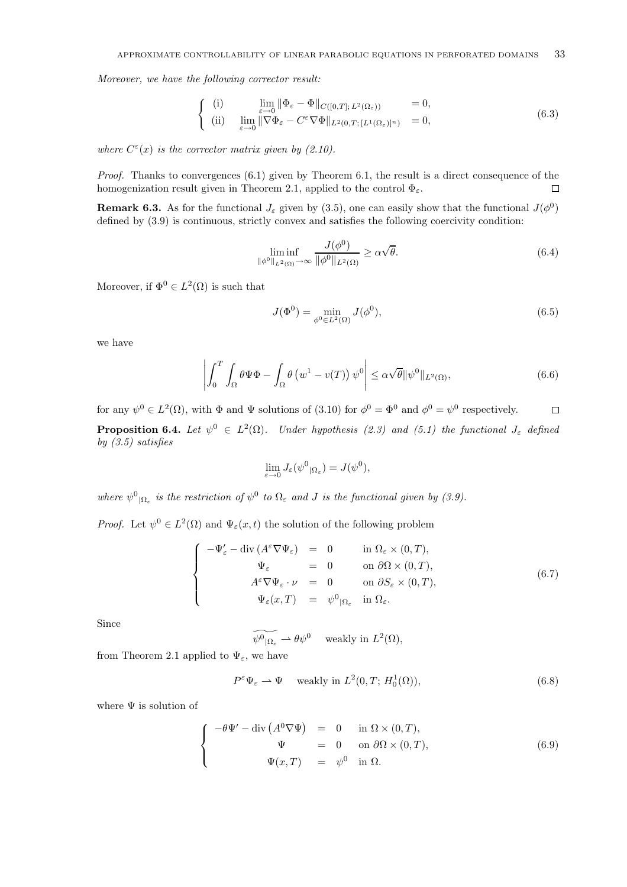*Moreover, we have the following corrector result:*

$$
\left\{ \begin{array}{lll} \text{(i)} & \displaystyle\lim_{\varepsilon \to 0} \|\Phi_\varepsilon - \Phi\|_{C([0,T];\, L^2(\Omega_\varepsilon))} & = 0, \\ \text{(ii)} & \displaystyle\lim_{\varepsilon \to 0} \|\nabla \Phi_\varepsilon - C^\varepsilon \nabla \Phi\|_{L^2(0,T;\, [L^1(\Omega_\varepsilon)]^n)} & = 0, \end{array} \right. \tag{6.3}
$$

*where $C^\varepsilon(x)$ is the corrector matrix given by (2.10).*

*Proof.* Thanks to convergences (6.1) given by Theorem 6.1, the result is a direct consequence of the homogenization result given in Theorem 2.1, applied to the control $\Phi_\varepsilon$. $\square$

**Remark 6.3.** As for the functional $J_\varepsilon$ given by (3.5), one can easily show that the functional $J(\phi^0)$ defined by (3.9) is continuous, strictly convex and satisfies the following coercivity condition:

$$
\liminf_{\|\phi^0\|_{L^2(\Omega)} \to \infty} \frac{J(\phi^0)}{\|\phi^0\|_{L^2(\Omega)}} \geq \alpha \sqrt{\theta}. \tag{6.4}
$$

Moreover, if $\Phi^0 \in L^2(\Omega)$ is such that

$$
J(\Phi^0) = \min_{\phi^0 \in L^2(\Omega)} J(\phi^0), \tag{6.5}
$$

we have

$$
\left| \int_0^T \int_\Omega \theta \Psi \Phi - \int_\Omega \theta \left( w^1 - v(T) \right) \psi^0 \right| \leq \alpha \sqrt{\theta} \|\psi^0\|_{L^2(\Omega)}, \tag{6.6}
$$

for any $\psi^0 \in L^2(\Omega)$, with $\Phi$ and $\Psi$ solutions of (3.10) for $\phi^0 = \Phi^0$ and $\phi^0 = \psi^0$ respectively. $\square$

**Proposition 6.4.** *Let $\psi^0 \in L^2(\Omega)$. Under hypothesis (2.3) and (5.1) the functional $J_\varepsilon$ defined by (3.5) satisfies*

$$
\lim_{\varepsilon \to 0} J_\varepsilon({\psi^0}_{|\Omega_\varepsilon}) = J(\psi^0),
$$

*where ${\psi^0}_{|\Omega_\varepsilon}$ is the restriction of $\psi^0$ to $\Omega_\varepsilon$ and $J$ is the functional given by (3.9).*

*Proof.* Let $\psi^0 \in L^2(\Omega)$ and $\Psi_\varepsilon(x,t)$ the solution of the following problem

$$
\left\{ \begin{array}{rcll} -\Psi_\varepsilon' - \operatorname{div}\left(A^\varepsilon \nabla \Psi_\varepsilon\right) & = & 0 & \text{in } \Omega_\varepsilon \times (0,T), \\ \Psi_\varepsilon & = & 0 & \text{on } \partial\Omega \times (0,T), \\ A^\varepsilon \nabla \Psi_\varepsilon \cdot \nu & = & 0 & \text{on } \partial S_\varepsilon \times (0,T), \\ \Psi_\varepsilon(x,T) & = & {\psi^0}_{|\Omega_\varepsilon} & \text{in } \Omega_\varepsilon. \end{array} \right. \tag{6.7}
$$

Since

$$
\widetilde{{\psi^0}_{|\Omega_\varepsilon}} \rightharpoonup \theta \psi^0 \quad \text{weakly in } L^2(\Omega),
$$

from Theorem 2.1 applied to $\Psi_\varepsilon$, we have

$$
P^\varepsilon \Psi_\varepsilon \rightharpoonup \Psi \quad \text{weakly in } L^2(0,T;\, H_0^1(\Omega)), \tag{6.8}
$$

where $\Psi$ is solution of

$$
\left\{ \begin{array}{rcll} -\theta \Psi' - \operatorname{div}\left(A^0 \nabla \Psi\right) & = & 0 & \text{in } \Omega \times (0,T), \\ \Psi & = & 0 & \text{on } \partial\Omega \times (0,T), \\ \Psi(x,T) & = & \psi^0 & \text{in } \Omega. \end{array} \right. \tag{6.9}
$$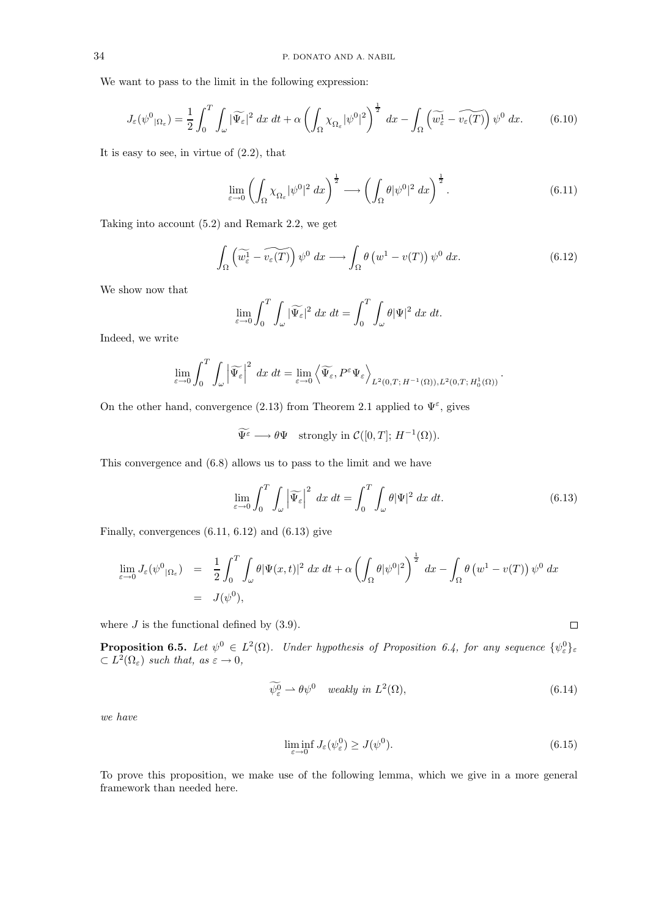We want to pass to the limit in the following expression:

$$J_\varepsilon(\psi^0{}_{|\Omega_\varepsilon}) = \frac{1}{2}\int_0^T \int_\omega |\widetilde{\Psi_\varepsilon}|^2 \, dx \, dt + \alpha \left( \int_\Omega \chi_{\Omega_\varepsilon} |\psi^0|^2 \right)^{\frac{1}{2}} \, dx - \int_\Omega \left( \widetilde{w_\varepsilon^1} - \widetilde{v_\varepsilon(T)} \right) \psi^0 \, dx. \tag{6.10}$$

It is easy to see, in virtue of (2.2), that

$$\lim_{\varepsilon \to 0} \left( \int_\Omega \chi_{\Omega_\varepsilon} |\psi^0|^2 \, dx \right)^{\frac{1}{2}} \longrightarrow \left( \int_\Omega \theta |\psi^0|^2 \, dx \right)^{\frac{1}{2}}. \tag{6.11}$$

Taking into account (5.2) and Remark 2.2, we get

$$\int_\Omega \left( \widetilde{w_\varepsilon^1} - \widetilde{v_\varepsilon(T)} \right) \psi^0 \, dx \longrightarrow \int_\Omega \theta \left( w^1 - v(T) \right) \psi^0 \, dx. \tag{6.12}$$

We show now that

$$\lim_{\varepsilon \to 0} \int_0^T \int_\omega |\widetilde{\Psi_\varepsilon}|^2 \, dx \, dt = \int_0^T \int_\omega \theta |\Psi|^2 \, dx \, dt.$$

Indeed, we write

$$\lim_{\varepsilon \to 0} \int_0^T \int_\omega \left| \widetilde{\Psi_\varepsilon} \right|^2 \, dx \, dt = \lim_{\varepsilon \to 0} \left\langle \widetilde{\Psi_\varepsilon}, P^\varepsilon \Psi_\varepsilon \right\rangle_{L^2(0,T;\, H^{-1}(\Omega)), L^2(0,T;\, H_0^1(\Omega))}.$$

On the other hand, convergence (2.13) from Theorem 2.1 applied to $\Psi^\varepsilon$, gives

$$\widetilde{\Psi^\varepsilon} \longrightarrow \theta \Psi \quad \text{strongly in } \mathcal{C}([0,T];\, H^{-1}(\Omega)).$$

This convergence and (6.8) allows us to pass to the limit and we have

$$\lim_{\varepsilon \to 0} \int_0^T \int_\omega \left| \widetilde{\Psi_\varepsilon} \right|^2 \, dx \, dt = \int_0^T \int_\omega \theta |\Psi|^2 \, dx \, dt. \tag{6.13}$$

Finally, convergences (6.11, 6.12) and (6.13) give

$$\begin{aligned} \lim_{\varepsilon \to 0} J_\varepsilon(\psi^0{}_{|\Omega_\varepsilon}) &= \frac{1}{2}\int_0^T \int_\omega \theta |\Psi(x,t)|^2 \, dx \, dt + \alpha \left( \int_\Omega \theta |\psi^0|^2 \right)^{\frac{1}{2}} \, dx - \int_\Omega \theta \left( w^1 - v(T) \right) \psi^0 \, dx \\ &= J(\psi^0), \end{aligned}$$

where $J$ is the functional defined by (3.9). ◻

**Proposition 6.5.** *Let $\psi^0 \in L^2(\Omega)$. Under hypothesis of Proposition 6.4, for any sequence $\{\psi_\varepsilon^0\}_\varepsilon \subset L^2(\Omega_\varepsilon)$ such that, as $\varepsilon \to 0$,*

$$\widetilde{\psi_\varepsilon^0} \rightharpoonup \theta \psi^0 \quad \text{weakly in } L^2(\Omega), \tag{6.14}$$

*we have*

$$\liminf_{\varepsilon \to 0} J_\varepsilon(\psi_\varepsilon^0) \geq J(\psi^0). \tag{6.15}$$

To prove this proposition, we make use of the following lemma, which we give in a more general framework than needed here.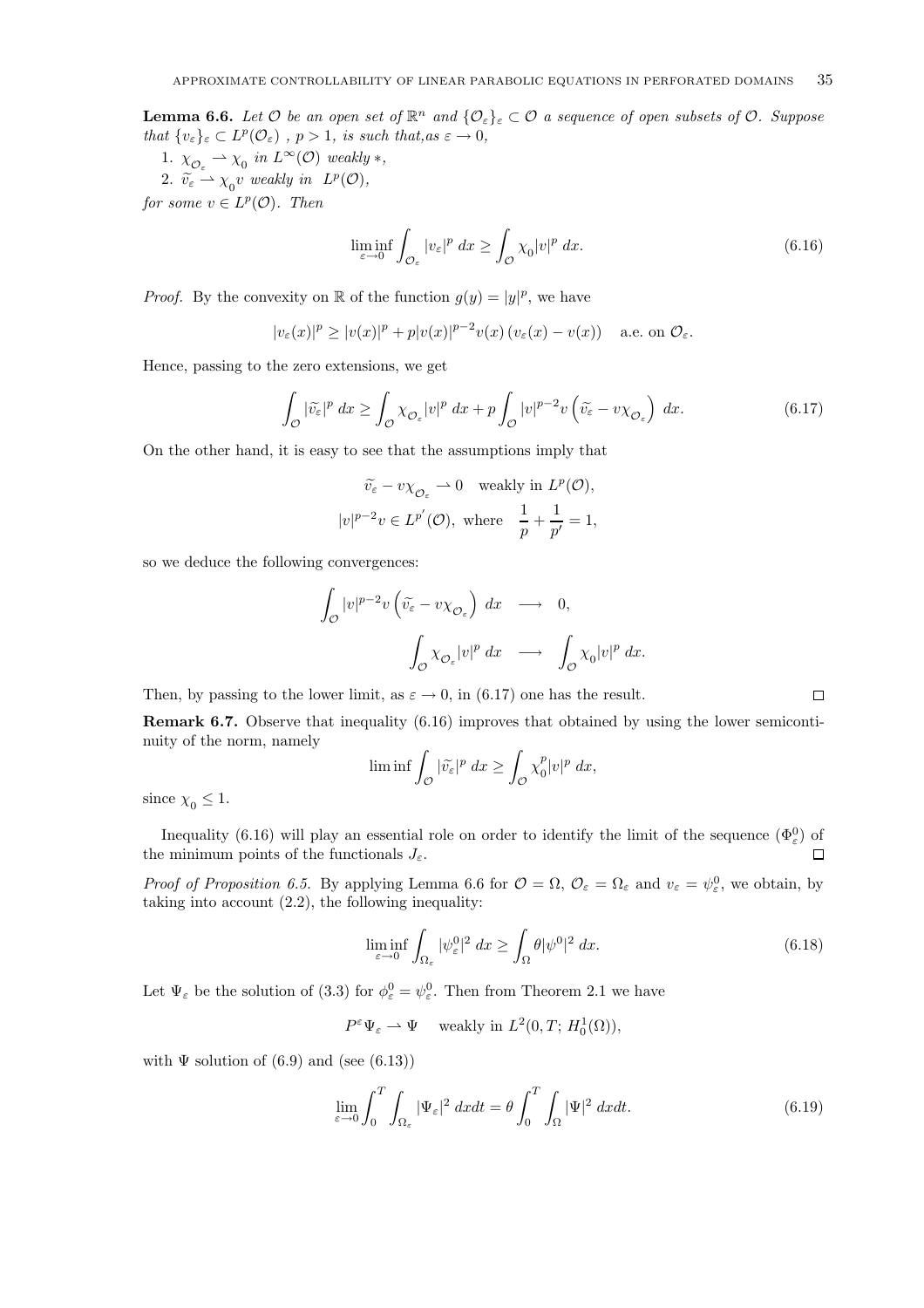**Lemma 6.6.** *Let $\mathcal{O}$ be an open set of $\mathbb{R}^n$ and $\{\mathcal{O}_\varepsilon\}_\varepsilon \subset \mathcal{O}$ a sequence of open subsets of $\mathcal{O}$. Suppose that $\{v_\varepsilon\}_\varepsilon \subset L^p(\mathcal{O}_\varepsilon)$ , $p > 1$, is such that,as $\varepsilon \to 0$,*

1. $\chi_{\mathcal{O}_\varepsilon} \rightharpoonup \chi_0$ *in* $L^\infty(\mathcal{O})$ *weakly* $*$,
2. $\widetilde{v_\varepsilon} \rightharpoonup \chi_0 v$ *weakly in* $L^p(\mathcal{O})$,

*for some* $v \in L^p(\mathcal{O})$*. Then*

$$\liminf_{\varepsilon \to 0} \int_{\mathcal{O}_\varepsilon} |v_\varepsilon|^p \, dx \geq \int_{\mathcal{O}} \chi_0 |v|^p \, dx. \tag{6.16}$$

*Proof.* By the convexity on $\mathbb{R}$ of the function $g(y) = |y|^p$, we have

$$|v_\varepsilon(x)|^p \geq |v(x)|^p + p|v(x)|^{p-2}v(x)\,(v_\varepsilon(x) - v(x)) \quad \text{a.e. on } \mathcal{O}_\varepsilon.$$

Hence, passing to the zero extensions, we get

$$\int_{\mathcal{O}} |\widetilde{v_\varepsilon}|^p \, dx \geq \int_{\mathcal{O}} \chi_{\mathcal{O}_\varepsilon} |v|^p \, dx + p \int_{\mathcal{O}} |v|^{p-2} v \left( \widetilde{v_\varepsilon} - v\chi_{\mathcal{O}_\varepsilon} \right) \, dx. \tag{6.17}$$

On the other hand, it is easy to see that the assumptions imply that

$$\widetilde{v_\varepsilon} - v\chi_{\mathcal{O}_\varepsilon} \rightharpoonup 0 \quad \text{weakly in } L^p(\mathcal{O}),$$

$$|v|^{p-2}v \in L^{p'}(\mathcal{O}), \text{ where } \quad \frac{1}{p} + \frac{1}{p'} = 1,$$

so we deduce the following convergences:

$$\int_{\mathcal{O}} |v|^{p-2} v \left( \widetilde{v_\varepsilon} - v\chi_{\mathcal{O}_\varepsilon} \right) \, dx \quad \longrightarrow \quad 0,$$

$$\int_{\mathcal{O}} \chi_{\mathcal{O}_\varepsilon} |v|^p \, dx \quad \longrightarrow \quad \int_{\mathcal{O}} \chi_0 |v|^p \, dx.$$

Then, by passing to the lower limit, as $\varepsilon \to 0$, in (6.17) one has the result. $\square$

**Remark 6.7.** Observe that inequality (6.16) improves that obtained by using the lower semicontinuity of the norm, namely

$$\liminf \int_{\mathcal{O}} |\widetilde{v_\varepsilon}|^p \, dx \geq \int_{\mathcal{O}} \chi_0^p |v|^p \, dx,$$

since $\chi_0 \leq 1$.

Inequality (6.16) will play an essential role on order to identify the limit of the sequence $(\Phi_\varepsilon^0)$ of the minimum points of the functionals $J_\varepsilon$. $\square$

*Proof of Proposition 6.5.* By applying Lemma 6.6 for $\mathcal{O} = \Omega$, $\mathcal{O}_\varepsilon = \Omega_\varepsilon$ and $v_\varepsilon = \psi_\varepsilon^0$, we obtain, by taking into account (2.2), the following inequality:

$$\liminf_{\varepsilon \to 0} \int_{\Omega_\varepsilon} |\psi_\varepsilon^0|^2 \, dx \geq \int_{\Omega} \theta |\psi^0|^2 \, dx. \tag{6.18}$$

Let $\Psi_\varepsilon$ be the solution of (3.3) for $\phi_\varepsilon^0 = \psi_\varepsilon^0$. Then from Theorem 2.1 we have

$$P^\varepsilon \Psi_\varepsilon \rightharpoonup \Psi \quad \text{weakly in } L^2(0, T;\, H_0^1(\Omega)),$$

with $\Psi$ solution of (6.9) and (see (6.13))

$$\lim_{\varepsilon \to 0} \int_0^T \int_{\Omega_\varepsilon} |\Psi_\varepsilon|^2 \, dxdt = \theta \int_0^T \int_{\Omega} |\Psi|^2 \, dxdt. \tag{6.19}$$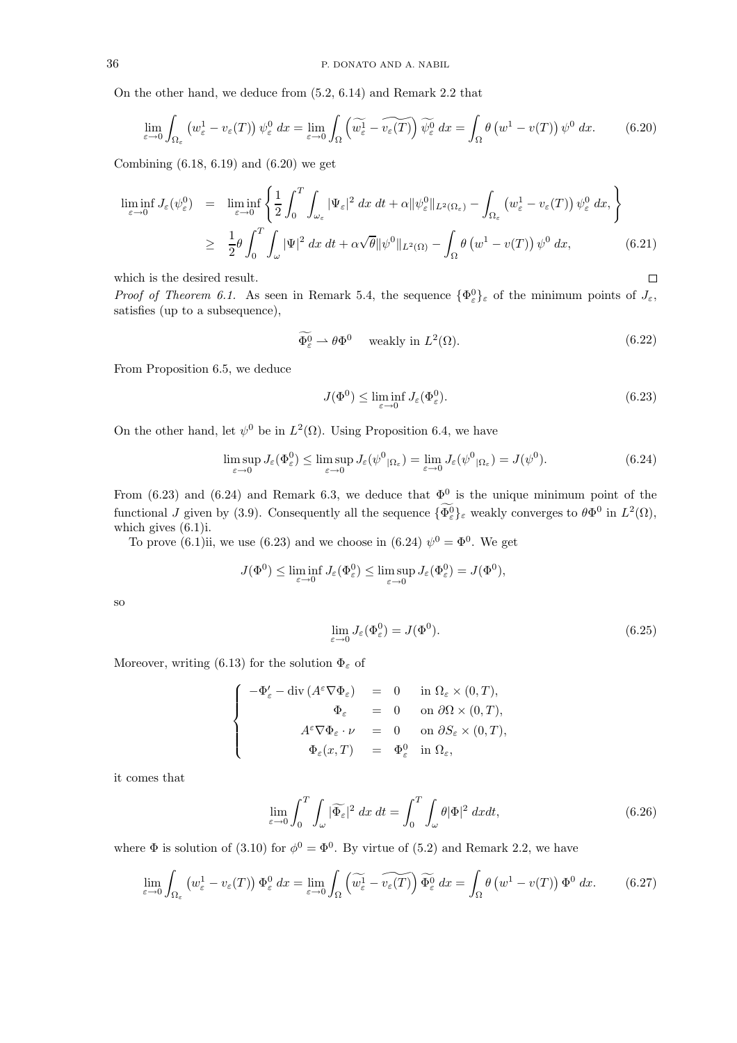On the other hand, we deduce from (5.2, 6.14) and Remark 2.2 that

$$\lim_{\varepsilon\to 0}\int_{\Omega_\varepsilon}\left(w^1_\varepsilon - v_\varepsilon(T)\right)\psi^0_\varepsilon\,dx = \lim_{\varepsilon\to 0}\int_{\Omega}\left(\widetilde{w^1_\varepsilon} - \widetilde{v_\varepsilon(T)}\right)\widetilde{\psi^0_\varepsilon}\,dx = \int_\Omega \theta\left(w^1 - v(T)\right)\psi^0\,dx. \tag{6.20}$$

Combining (6.18, 6.19) and (6.20) we get

$$\begin{aligned}\liminf_{\varepsilon\to 0} J_\varepsilon(\psi^0_\varepsilon) &= \liminf_{\varepsilon\to 0}\left\{\frac{1}{2}\int_0^T\int_{\omega_\varepsilon}|\Psi_\varepsilon|^2\,dx\,dt + \alpha\|\psi^0_\varepsilon\|_{L^2(\Omega_\varepsilon)} - \int_{\Omega_\varepsilon}\left(w^1_\varepsilon - v_\varepsilon(T)\right)\psi^0_\varepsilon\,dx,\right\}\\ &\geq \frac{1}{2}\theta\int_0^T\int_\omega|\Psi|^2\,dx\,dt + \alpha\sqrt{\theta}\|\psi^0\|_{L^2(\Omega)} - \int_\Omega\theta\left(w^1 - v(T)\right)\psi^0\,dx,\end{aligned} \tag{6.21}$$

which is the desired result. $\square$

*Proof of Theorem 6.1.* As seen in Remark 5.4, the sequence $\{\Phi^0_\varepsilon\}_\varepsilon$ of the minimum points of $J_\varepsilon$, satisfies (up to a subsequence),

$$\widetilde{\Phi^0_\varepsilon} \rightharpoonup \theta\Phi^0 \quad \text{weakly in } L^2(\Omega). \tag{6.22}$$

From Proposition 6.5, we deduce

$$J(\Phi^0) \leq \liminf_{\varepsilon\to 0} J_\varepsilon(\Phi^0_\varepsilon). \tag{6.23}$$

On the other hand, let $\psi^0$ be in $L^2(\Omega)$. Using Proposition 6.4, we have

$$\limsup_{\varepsilon\to 0} J_\varepsilon(\Phi^0_\varepsilon) \leq \limsup_{\varepsilon\to 0} J_\varepsilon({\psi^0}_{|\Omega_\varepsilon}) = \lim_{\varepsilon\to 0} J_\varepsilon({\psi^0}_{|\Omega_\varepsilon}) = J(\psi^0). \tag{6.24}$$

From (6.23) and (6.24) and Remark 6.3, we deduce that $\Phi^0$ is the unique minimum point of the functional $J$ given by (3.9). Consequently all the sequence $\{\widetilde{\Phi^0_\varepsilon}\}_\varepsilon$ weakly converges to $\theta\Phi^0$ in $L^2(\Omega)$, which gives (6.1)i.

To prove (6.1)ii, we use (6.23) and we choose in (6.24) $\psi^0 = \Phi^0$. We get

$$J(\Phi^0) \leq \liminf_{\varepsilon\to 0} J_\varepsilon(\Phi^0_\varepsilon) \leq \limsup_{\varepsilon\to 0} J_\varepsilon(\Phi^0_\varepsilon) = J(\Phi^0),$$

so

$$\lim_{\varepsilon\to 0} J_\varepsilon(\Phi^0_\varepsilon) = J(\Phi^0). \tag{6.25}$$

Moreover, writing (6.13) for the solution $\Phi_\varepsilon$ of

$$\begin{cases} -\Phi'_\varepsilon - \operatorname{div}(A^\varepsilon\nabla\Phi_\varepsilon) &= 0 \quad \text{in } \Omega_\varepsilon\times(0,T),\\ \Phi_\varepsilon &= 0 \quad \text{on } \partial\Omega\times(0,T),\\ A^\varepsilon\nabla\Phi_\varepsilon\cdot\nu &= 0 \quad \text{on } \partial S_\varepsilon\times(0,T),\\ \Phi_\varepsilon(x,T) &= \Phi^0_\varepsilon \quad \text{in } \Omega_\varepsilon,\end{cases}$$

it comes that

$$\lim_{\varepsilon\to 0}\int_0^T\int_\omega|\widetilde{\Phi_\varepsilon}|^2\,dx\,dt = \int_0^T\int_\omega\theta|\Phi|^2\,dxdt, \tag{6.26}$$

where $\Phi$ is solution of (3.10) for $\phi^0 = \Phi^0$. By virtue of (5.2) and Remark 2.2, we have

$$\lim_{\varepsilon\to 0}\int_{\Omega_\varepsilon}\left(w^1_\varepsilon - v_\varepsilon(T)\right)\Phi^0_\varepsilon\,dx = \lim_{\varepsilon\to 0}\int_\Omega\left(\widetilde{w^1_\varepsilon} - \widetilde{v_\varepsilon(T)}\right)\widetilde{\Phi^0_\varepsilon}\,dx = \int_\Omega\theta\left(w^1 - v(T)\right)\Phi^0\,dx. \tag{6.27}$$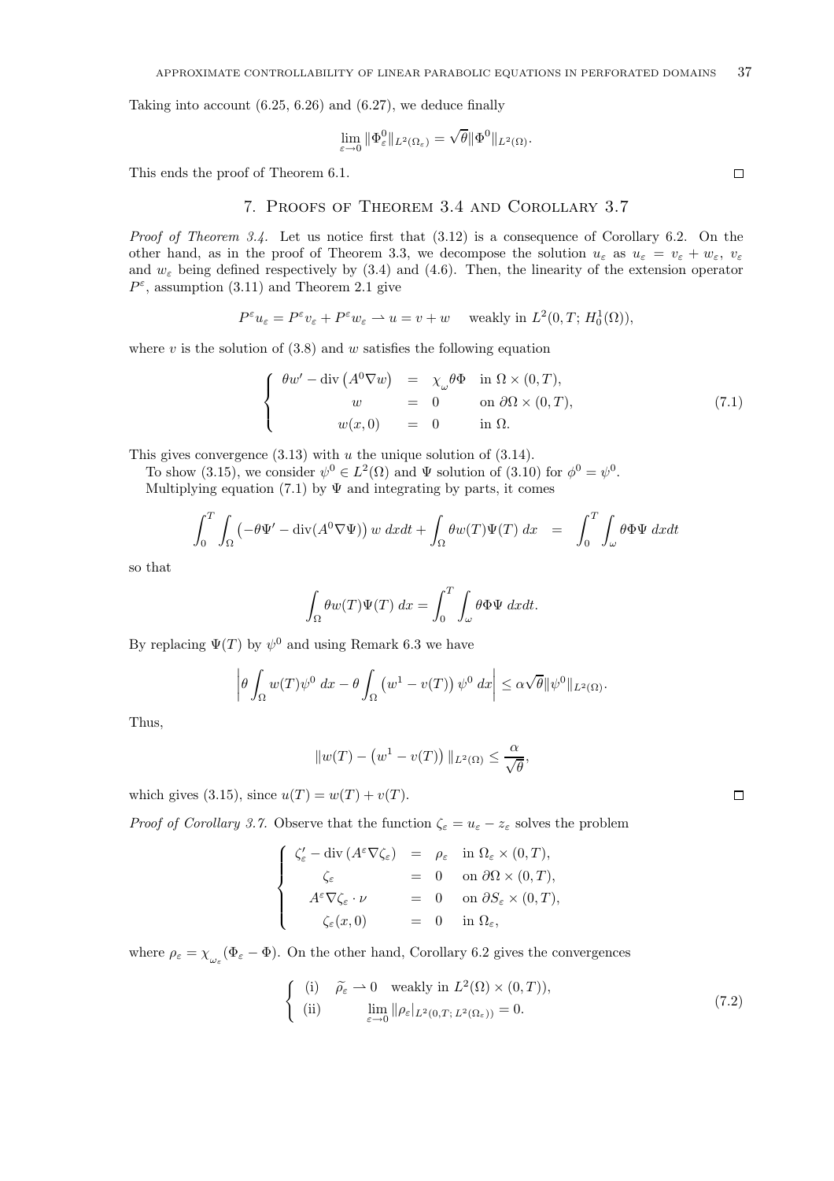Taking into account (6.25, 6.26) and (6.27), we deduce finally

$$\lim_{\varepsilon\to 0} \|\Phi^0_\varepsilon\|_{L^2(\Omega_\varepsilon)} = \sqrt{\theta}\|\Phi^0\|_{L^2(\Omega)}.$$

This ends the proof of Theorem 6.1. □

## 7. Proofs of Theorem 3.4 and Corollary 3.7

*Proof of Theorem 3.4.* Let us notice first that (3.12) is a consequence of Corollary 6.2. On the other hand, as in the proof of Theorem 3.3, we decompose the solution $u_\varepsilon$ as $u_\varepsilon = v_\varepsilon + w_\varepsilon$, $v_\varepsilon$ and $w_\varepsilon$ being defined respectively by (3.4) and (4.6). Then, the linearity of the extension operator $P^\varepsilon$, assumption (3.11) and Theorem 2.1 give

$$P^\varepsilon u_\varepsilon = P^\varepsilon v_\varepsilon + P^\varepsilon w_\varepsilon \rightharpoonup u = v + w \quad \text{weakly in } L^2(0,T; H^1_0(\Omega)),$$

where $v$ is the solution of (3.8) and $w$ satisfies the following equation

$$\left\{\begin{array}{rcll} \theta w' - \operatorname{div}\left(A^0\nabla w\right) &=& \chi_{\omega}\theta\Phi & \text{in } \Omega\times(0,T),\\ w &=& 0 & \text{on } \partial\Omega\times(0,T),\\ w(x,0) &=& 0 & \text{in } \Omega. \end{array}\right. \tag{7.1}$$

This gives convergence (3.13) with $u$ the unique solution of (3.14).

To show (3.15), we consider $\psi^0 \in L^2(\Omega)$ and $\Psi$ solution of (3.10) for $\phi^0 = \psi^0$.

Multiplying equation (7.1) by $\Psi$ and integrating by parts, it comes

$$\int_0^T \int_\Omega \left(-\theta\Psi' - \operatorname{div}(A^0\nabla\Psi)\right) w \, dxdt + \int_\Omega \theta w(T)\Psi(T)\, dx \;=\; \int_0^T \int_\omega \theta\Phi\Psi \, dxdt$$

so that

$$\int_\Omega \theta w(T)\Psi(T)\, dx = \int_0^T \int_\omega \theta\Phi\Psi \, dxdt.$$

By replacing $\Psi(T)$ by $\psi^0$ and using Remark 6.3 we have

$$\left|\theta\int_\Omega w(T)\psi^0 \, dx - \theta\int_\Omega \left(w^1 - v(T)\right)\psi^0 \, dx\right| \le \alpha\sqrt{\theta}\|\psi^0\|_{L^2(\Omega)}.$$

Thus,

$$\|w(T) - \left(w^1 - v(T)\right)\|_{L^2(\Omega)} \le \frac{\alpha}{\sqrt{\theta}},$$

which gives (3.15), since $u(T) = w(T) + v(T)$. □

*Proof of Corollary 3.7.* Observe that the function $\zeta_\varepsilon = u_\varepsilon - z_\varepsilon$ solves the problem

$$\left\{\begin{array}{rcll} \zeta_\varepsilon' - \operatorname{div}\left(A^\varepsilon\nabla\zeta_\varepsilon\right) &=& \rho_\varepsilon & \text{in } \Omega_\varepsilon\times(0,T),\\ \zeta_\varepsilon &=& 0 & \text{on } \partial\Omega\times(0,T),\\ A^\varepsilon\nabla\zeta_\varepsilon\cdot\nu &=& 0 & \text{on } \partial S_\varepsilon\times(0,T),\\ \zeta_\varepsilon(x,0) &=& 0 & \text{in } \Omega_\varepsilon, \end{array}\right.$$

where $\rho_\varepsilon = \chi_{\omega_\varepsilon}(\Phi_\varepsilon - \Phi)$. On the other hand, Corollary 6.2 gives the convergences

$$\left\{\begin{array}{ll} \text{(i)} & \widetilde{\rho}_\varepsilon \rightharpoonup 0 \quad \text{weakly in } L^2(\Omega)\times(0,T)),\\ \text{(ii)} & \displaystyle\lim_{\varepsilon\to 0}\|\rho_\varepsilon|_{L^2(0,T;\,L^2(\Omega_\varepsilon))} = 0. \end{array}\right. \tag{7.2}$$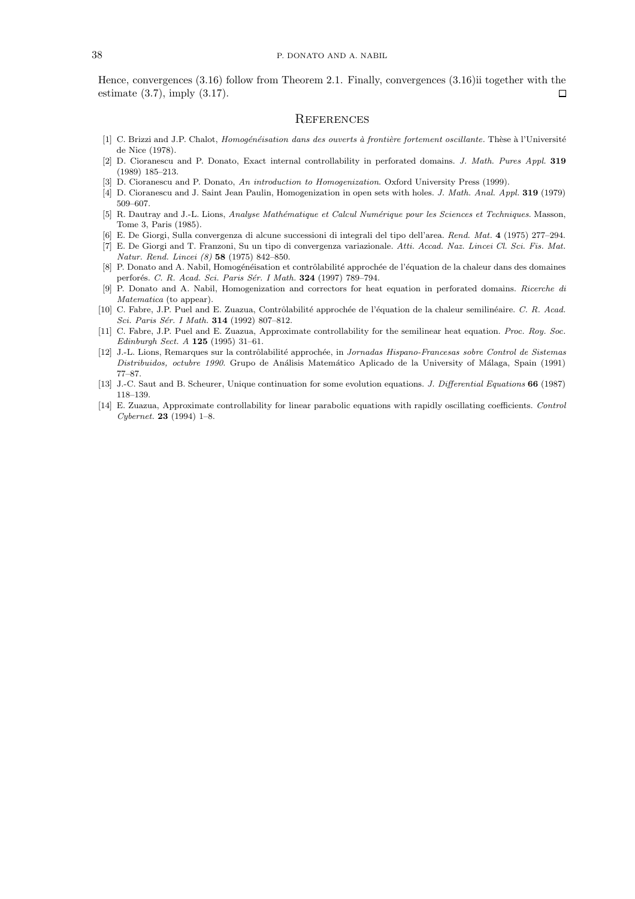Hence, convergences (3.16) follow from Theorem 2.1. Finally, convergences (3.16)ii together with the estimate (3.7), imply (3.17). □

## References

[1] C. Brizzi and J.P. Chalot, *Homogénéisation dans des ouverts à frontière fortement oscillante*. Thèse à l'Université de Nice (1978).

[2] D. Cioranescu and P. Donato, Exact internal controllability in perforated domains. *J. Math. Pures Appl.* **319** (1989) 185–213.

[3] D. Cioranescu and P. Donato, *An introduction to Homogenization*. Oxford University Press (1999).

[4] D. Cioranescu and J. Saint Jean Paulin, Homogenization in open sets with holes. *J. Math. Anal. Appl.* **319** (1979) 509–607.

[5] R. Dautray and J.-L. Lions, *Analyse Mathématique et Calcul Numérique pour les Sciences et Techniques*. Masson, Tome 3, Paris (1985).

[6] E. De Giorgi, Sulla convergenza di alcune successioni di integrali del tipo dell'area. *Rend. Mat.* **4** (1975) 277–294.

[7] E. De Giorgi and T. Franzoni, Su un tipo di convergenza variazionale. *Atti. Accad. Naz. Lincei Cl. Sci. Fis. Mat. Natur. Rend. Lincei (8)* **58** (1975) 842–850.

[8] P. Donato and A. Nabil, Homogénéisation et contrôlabilité approchée de l'équation de la chaleur dans des domaines perforés. *C. R. Acad. Sci. Paris Sér. I Math.* **324** (1997) 789–794.

[9] P. Donato and A. Nabil, Homogenization and correctors for heat equation in perforated domains. *Ricerche di Matematica* (to appear).

[10] C. Fabre, J.P. Puel and E. Zuazua, Contrôlabilité approchée de l'équation de la chaleur semilinéaire. *C. R. Acad. Sci. Paris Sér. I Math.* **314** (1992) 807–812.

[11] C. Fabre, J.P. Puel and E. Zuazua, Approximate controllability for the semilinear heat equation. *Proc. Roy. Soc. Edinburgh Sect. A* **125** (1995) 31–61.

[12] J.-L. Lions, Remarques sur la contrôlabilité approchée, in *Jornadas Hispano-Francesas sobre Control de Sistemas Distribuidos, octubre 1990*. Grupo de Análisis Matemático Aplicado de la University of Málaga, Spain (1991) 77–87.

[13] J.-C. Saut and B. Scheurer, Unique continuation for some evolution equations. *J. Differential Equations* **66** (1987) 118–139.

[14] E. Zuazua, Approximate controllability for linear parabolic equations with rapidly oscillating coefficients. *Control Cybernet.* **23** (1994) 1–8.